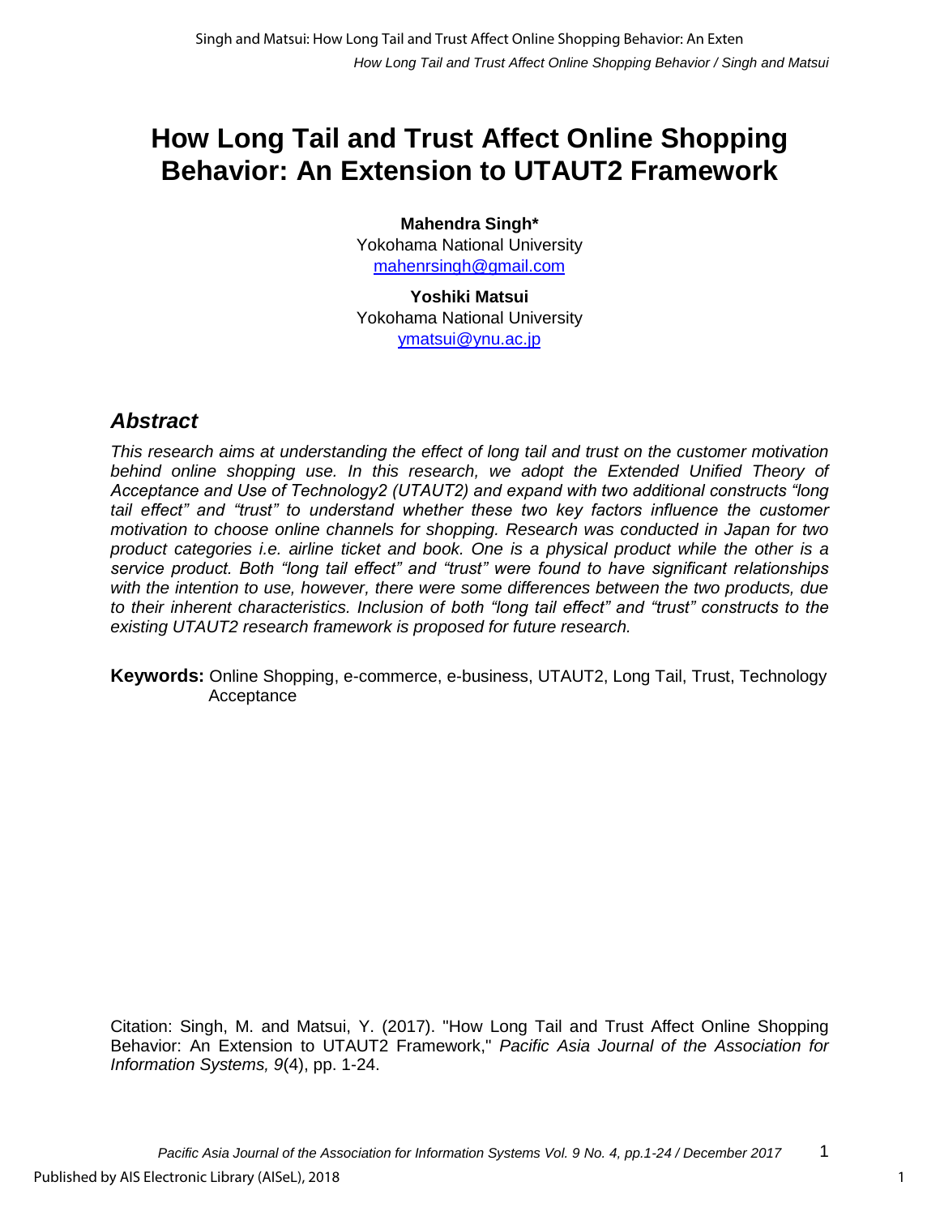# How Long Tail and Trust Affect Online Shopping Behavior: An Extension to UTAUT2 Framework

**Mahendra Singh***
Yokohama National University
mahenrsingh@gmail.com

**Yoshiki Matsui**
Yokohama National University
ymatsui@ynu.ac.jp

## *Abstract*

*This research aims at understanding the effect of long tail and trust on the customer motivation behind online shopping use. In this research, we adopt the Extended Unified Theory of Acceptance and Use of Technology2 (UTAUT2) and expand with two additional constructs "long tail effect" and "trust" to understand whether these two key factors influence the customer motivation to choose online channels for shopping. Research was conducted in Japan for two product categories i.e. airline ticket and book. One is a physical product while the other is a service product. Both "long tail effect" and "trust" were found to have significant relationships with the intention to use, however, there were some differences between the two products, due to their inherent characteristics. Inclusion of both "long tail effect" and "trust" constructs to the existing UTAUT2 research framework is proposed for future research.*

**Keywords:** Online Shopping, e-commerce, e-business, UTAUT2, Long Tail, Trust, Technology Acceptance

Citation: Singh, M. and Matsui, Y. (2017). "How Long Tail and Trust Affect Online Shopping Behavior: An Extension to UTAUT2 Framework," *Pacific Asia Journal of the Association for Information Systems, 9*(4), pp. 1-24.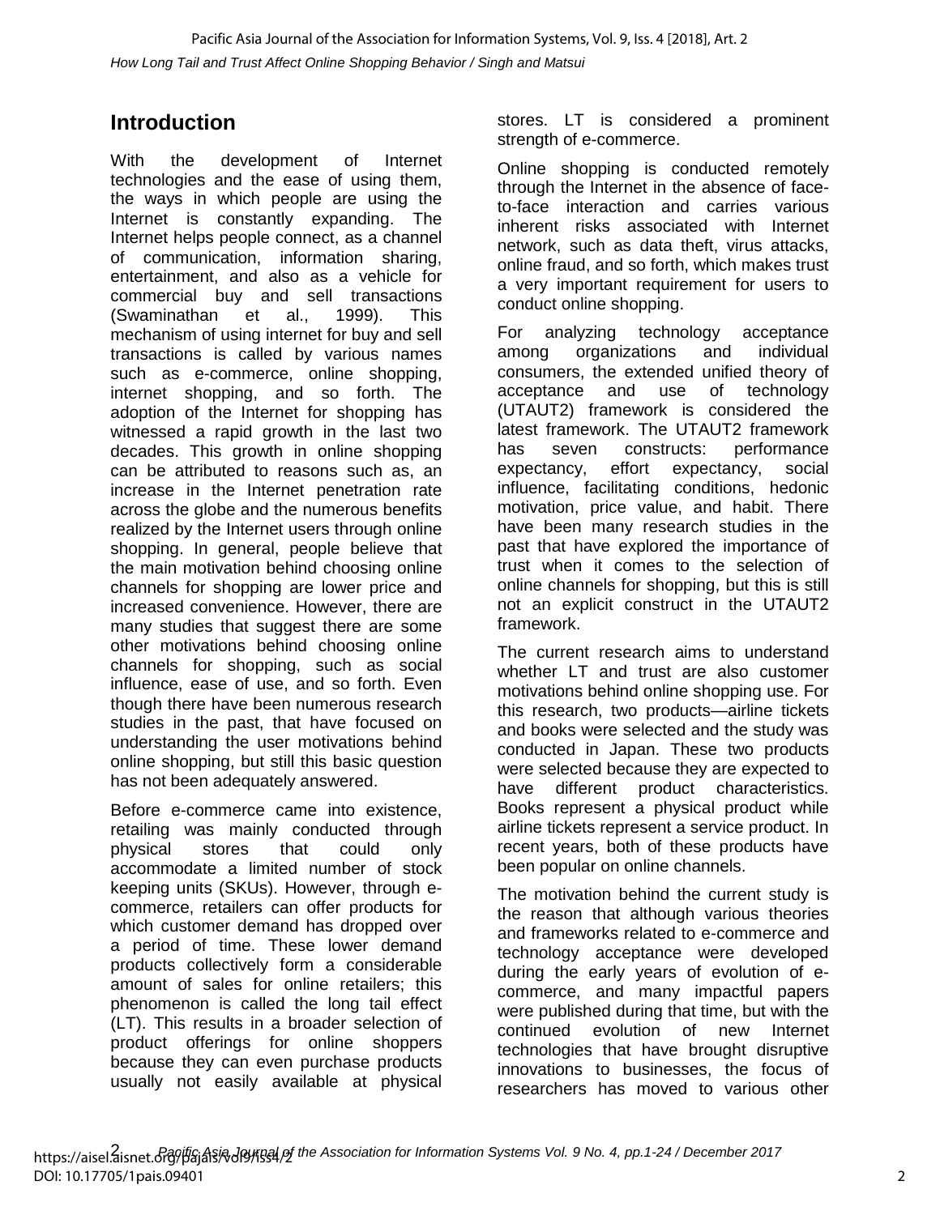## Introduction

With the development of Internet technologies and the ease of using them, the ways in which people are using the Internet is constantly expanding. The Internet helps people connect, as a channel of communication, information sharing, entertainment, and also as a vehicle for commercial buy and sell transactions (Swaminathan et al., 1999). This mechanism of using internet for buy and sell transactions is called by various names such as e-commerce, online shopping, internet shopping, and so forth. The adoption of the Internet for shopping has witnessed a rapid growth in the last two decades. This growth in online shopping can be attributed to reasons such as, an increase in the Internet penetration rate across the globe and the numerous benefits realized by the Internet users through online shopping. In general, people believe that the main motivation behind choosing online channels for shopping are lower price and increased convenience. However, there are many studies that suggest there are some other motivations behind choosing online channels for shopping, such as social influence, ease of use, and so forth. Even though there have been numerous research studies in the past, that have focused on understanding the user motivations behind online shopping, but still this basic question has not been adequately answered.

Before e-commerce came into existence, retailing was mainly conducted through physical stores that could only accommodate a limited number of stock keeping units (SKUs). However, through e-commerce, retailers can offer products for which customer demand has dropped over a period of time. These lower demand products collectively form a considerable amount of sales for online retailers; this phenomenon is called the long tail effect (LT). This results in a broader selection of product offerings for online shoppers because they can even purchase products usually not easily available at physical stores. LT is considered a prominent strength of e-commerce.

Online shopping is conducted remotely through the Internet in the absence of face-to-face interaction and carries various inherent risks associated with Internet network, such as data theft, virus attacks, online fraud, and so forth, which makes trust a very important requirement for users to conduct online shopping.

For analyzing technology acceptance among organizations and individual consumers, the extended unified theory of acceptance and use of technology (UTAUT2) framework is considered the latest framework. The UTAUT2 framework has seven constructs: performance expectancy, effort expectancy, social influence, facilitating conditions, hedonic motivation, price value, and habit. There have been many research studies in the past that have explored the importance of trust when it comes to the selection of online channels for shopping, but this is still not an explicit construct in the UTAUT2 framework.

The current research aims to understand whether LT and trust are also customer motivations behind online shopping use. For this research, two products—airline tickets and books were selected and the study was conducted in Japan. These two products were selected because they are expected to have different product characteristics. Books represent a physical product while airline tickets represent a service product. In recent years, both of these products have been popular on online channels.

The motivation behind the current study is the reason that although various theories and frameworks related to e-commerce and technology acceptance were developed during the early years of evolution of e-commerce, and many impactful papers were published during that time, but with the continued evolution of new Internet technologies that have brought disruptive innovations to businesses, the focus of researchers has moved to various other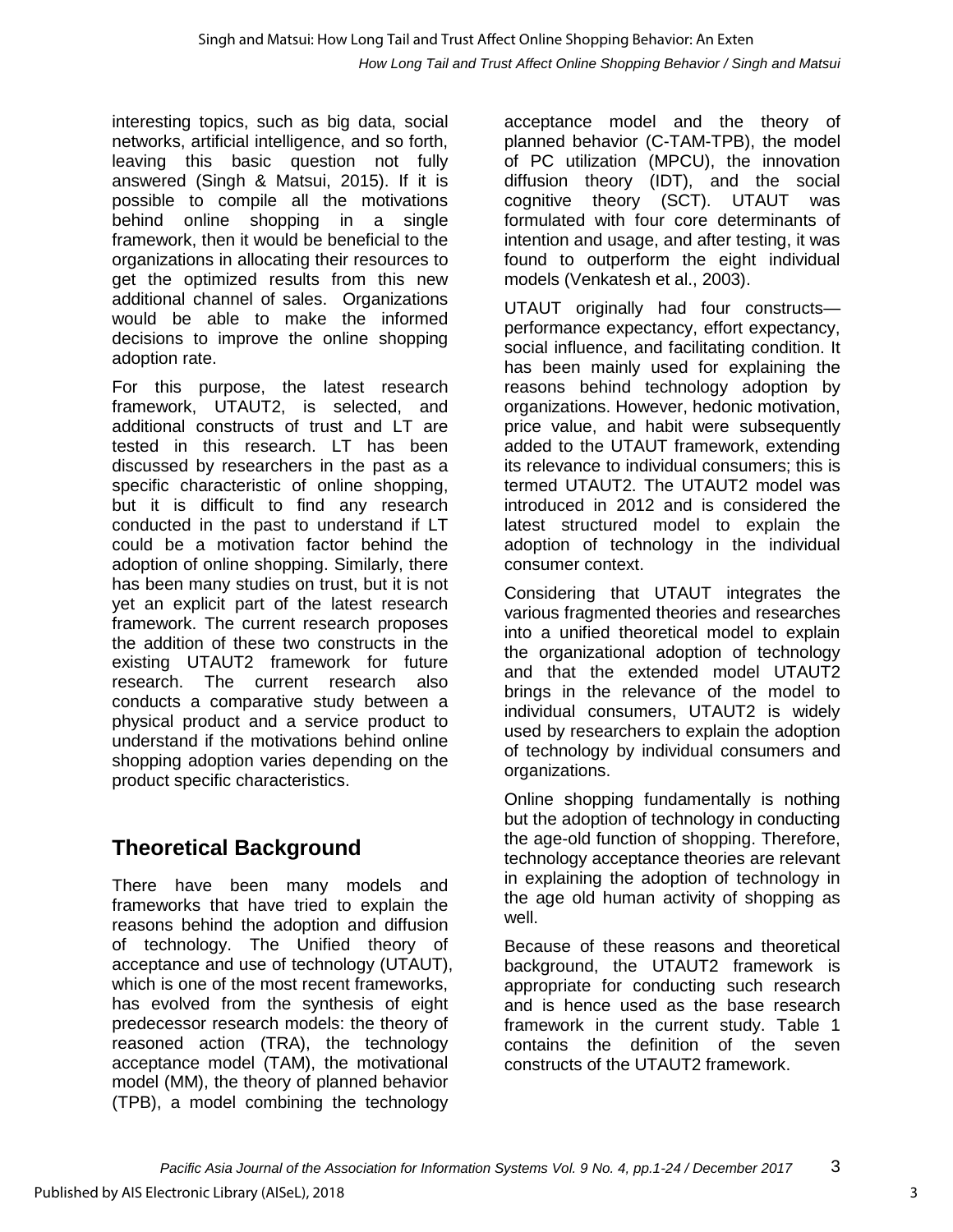interesting topics, such as big data, social networks, artificial intelligence, and so forth, leaving this basic question not fully answered (Singh & Matsui, 2015). If it is possible to compile all the motivations behind online shopping in a single framework, then it would be beneficial to the organizations in allocating their resources to get the optimized results from this new additional channel of sales. Organizations would be able to make the informed decisions to improve the online shopping adoption rate.

For this purpose, the latest research framework, UTAUT2, is selected, and additional constructs of trust and LT are tested in this research. LT has been discussed by researchers in the past as a specific characteristic of online shopping, but it is difficult to find any research conducted in the past to understand if LT could be a motivation factor behind the adoption of online shopping. Similarly, there has been many studies on trust, but it is not yet an explicit part of the latest research framework. The current research proposes the addition of these two constructs in the existing UTAUT2 framework for future research. The current research also conducts a comparative study between a physical product and a service product to understand if the motivations behind online shopping adoption varies depending on the product specific characteristics.

## Theoretical Background

There have been many models and frameworks that have tried to explain the reasons behind the adoption and diffusion of technology. The Unified theory of acceptance and use of technology (UTAUT), which is one of the most recent frameworks, has evolved from the synthesis of eight predecessor research models: the theory of reasoned action (TRA), the technology acceptance model (TAM), the motivational model (MM), the theory of planned behavior (TPB), a model combining the technology acceptance model and the theory of planned behavior (C-TAM-TPB), the model of PC utilization (MPCU), the innovation diffusion theory (IDT), and the social cognitive theory (SCT). UTAUT was formulated with four core determinants of intention and usage, and after testing, it was found to outperform the eight individual models (Venkatesh et al., 2003).

UTAUT originally had four constructs—performance expectancy, effort expectancy, social influence, and facilitating condition. It has been mainly used for explaining the reasons behind technology adoption by organizations. However, hedonic motivation, price value, and habit were subsequently added to the UTAUT framework, extending its relevance to individual consumers; this is termed UTAUT2. The UTAUT2 model was introduced in 2012 and is considered the latest structured model to explain the adoption of technology in the individual consumer context.

Considering that UTAUT integrates the various fragmented theories and researches into a unified theoretical model to explain the organizational adoption of technology and that the extended model UTAUT2 brings in the relevance of the model to individual consumers, UTAUT2 is widely used by researchers to explain the adoption of technology by individual consumers and organizations.

Online shopping fundamentally is nothing but the adoption of technology in conducting the age-old function of shopping. Therefore, technology acceptance theories are relevant in explaining the adoption of technology in the age old human activity of shopping as well.

Because of these reasons and theoretical background, the UTAUT2 framework is appropriate for conducting such research and is hence used as the base research framework in the current study. Table 1 contains the definition of the seven constructs of the UTAUT2 framework.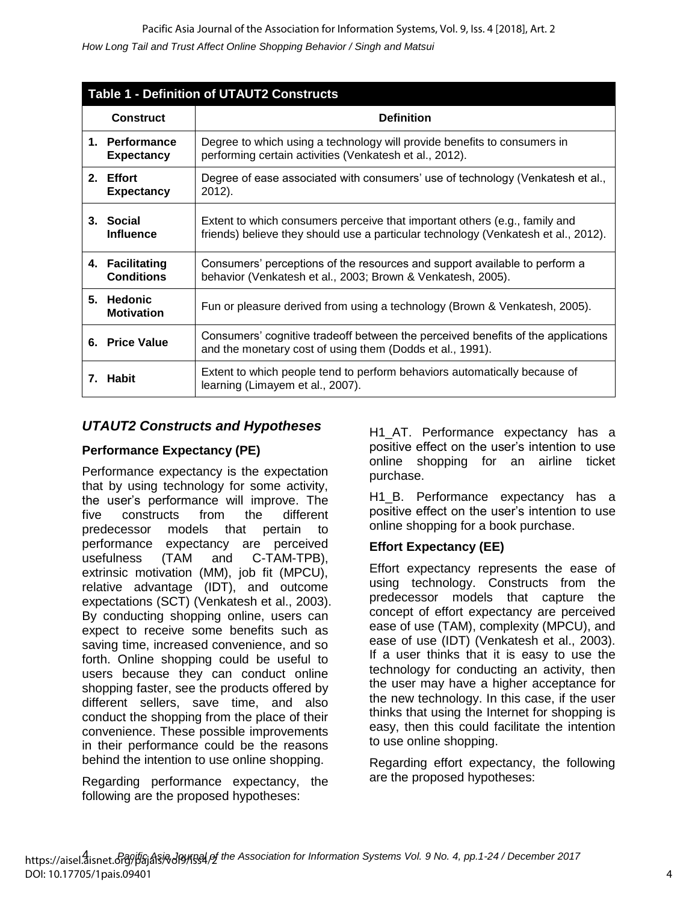**Table 1 - Definition of UTAUT2 Constructs**

| Construct | Definition |
|---|---|
| 1. **Performance Expectancy** | Degree to which using a technology will provide benefits to consumers in performing certain activities (Venkatesh et al., 2012). |
| 2. **Effort Expectancy** | Degree of ease associated with consumers' use of technology (Venkatesh et al., 2012). |
| 3. **Social Influence** | Extent to which consumers perceive that important others (e.g., family and friends) believe they should use a particular technology (Venkatesh et al., 2012). |
| 4. **Facilitating Conditions** | Consumers' perceptions of the resources and support available to perform a behavior (Venkatesh et al., 2003; Brown & Venkatesh, 2005). |
| 5. **Hedonic Motivation** | Fun or pleasure derived from using a technology (Brown & Venkatesh, 2005). |
| 6. **Price Value** | Consumers' cognitive tradeoff between the perceived benefits of the applications and the monetary cost of using them (Dodds et al., 1991). |
| 7. **Habit** | Extent to which people tend to perform behaviors automatically because of learning (Limayem et al., 2007). |

## *UTAUT2 Constructs and Hypotheses*

### Performance Expectancy (PE)

Performance expectancy is the expectation that by using technology for some activity, the user's performance will improve. The five constructs from the different predecessor models that pertain to performance expectancy are perceived usefulness (TAM and C-TAM-TPB), extrinsic motivation (MM), job fit (MPCU), relative advantage (IDT), and outcome expectations (SCT) (Venkatesh et al., 2003). By conducting shopping online, users can expect to receive some benefits such as saving time, increased convenience, and so forth. Online shopping could be useful to users because they can conduct online shopping faster, see the products offered by different sellers, save time, and also conduct the shopping from the place of their convenience. These possible improvements in their performance could be the reasons behind the intention to use online shopping.

Regarding performance expectancy, the following are the proposed hypotheses:

H1_AT. Performance expectancy has a positive effect on the user's intention to use online shopping for an airline ticket purchase.

H1_B. Performance expectancy has a positive effect on the user's intention to use online shopping for a book purchase.

### Effort Expectancy (EE)

Effort expectancy represents the ease of using technology. Constructs from the predecessor models that capture the concept of effort expectancy are perceived ease of use (TAM), complexity (MPCU), and ease of use (IDT) (Venkatesh et al., 2003). If a user thinks that it is easy to use the technology for conducting an activity, then the user may have a higher acceptance for the new technology. In this case, if the user thinks that using the Internet for shopping is easy, then this could facilitate the intention to use online shopping.

Regarding effort expectancy, the following are the proposed hypotheses: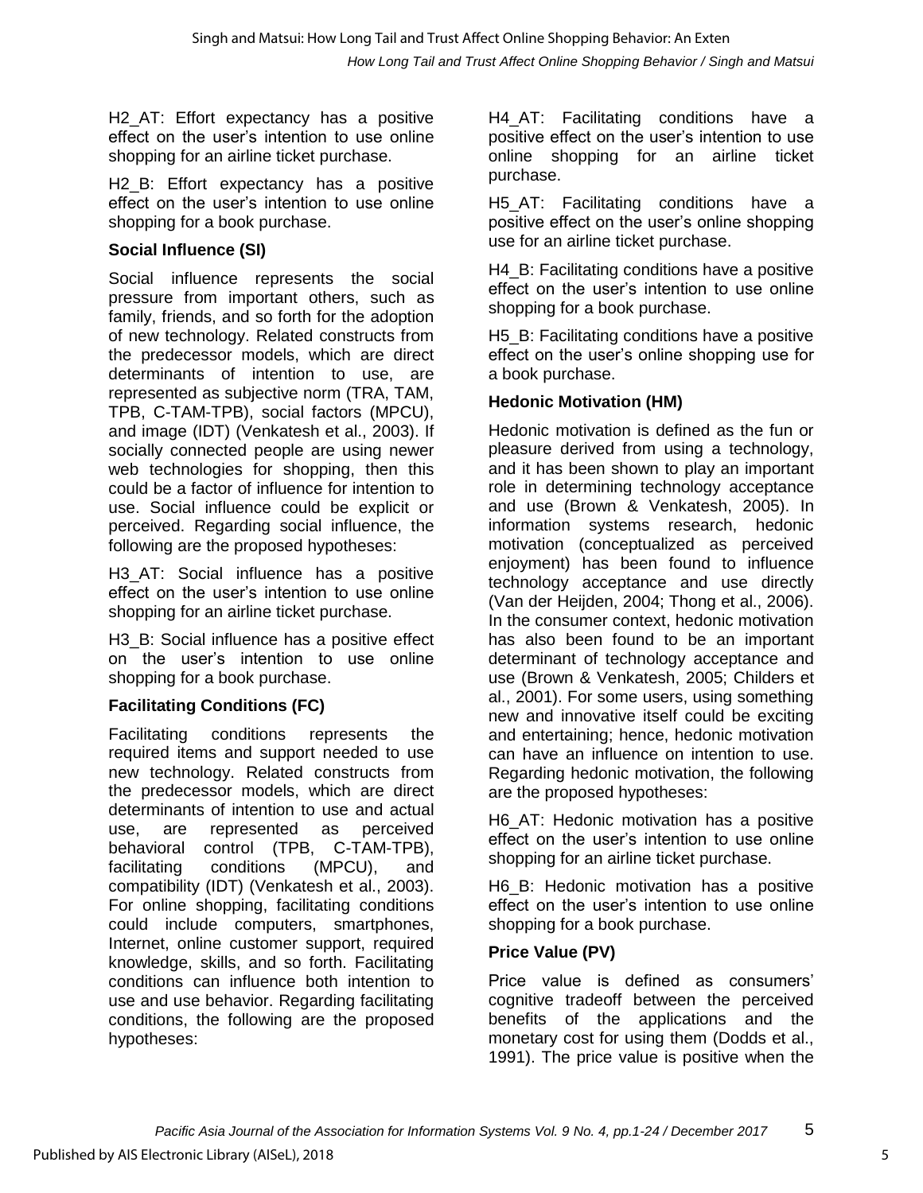H2_AT: Effort expectancy has a positive effect on the user's intention to use online shopping for an airline ticket purchase.

H2_B: Effort expectancy has a positive effect on the user's intention to use online shopping for a book purchase.

### Social Influence (SI)

Social influence represents the social pressure from important others, such as family, friends, and so forth for the adoption of new technology. Related constructs from the predecessor models, which are direct determinants of intention to use, are represented as subjective norm (TRA, TAM, TPB, C-TAM-TPB), social factors (MPCU), and image (IDT) (Venkatesh et al., 2003). If socially connected people are using newer web technologies for shopping, then this could be a factor of influence for intention to use. Social influence could be explicit or perceived. Regarding social influence, the following are the proposed hypotheses:

H3_AT: Social influence has a positive effect on the user's intention to use online shopping for an airline ticket purchase.

H3_B: Social influence has a positive effect on the user's intention to use online shopping for a book purchase.

### Facilitating Conditions (FC)

Facilitating conditions represents the required items and support needed to use new technology. Related constructs from the predecessor models, which are direct determinants of intention to use and actual use, are represented as perceived behavioral control (TPB, C-TAM-TPB), facilitating conditions (MPCU), and compatibility (IDT) (Venkatesh et al., 2003). For online shopping, facilitating conditions could include computers, smartphones, Internet, online customer support, required knowledge, skills, and so forth. Facilitating conditions can influence both intention to use and use behavior. Regarding facilitating conditions, the following are the proposed hypotheses:

H4_AT: Facilitating conditions have a positive effect on the user's intention to use online shopping for an airline ticket purchase.

H5_AT: Facilitating conditions have a positive effect on the user's online shopping use for an airline ticket purchase.

H4_B: Facilitating conditions have a positive effect on the user's intention to use online shopping for a book purchase.

H5_B: Facilitating conditions have a positive effect on the user's online shopping use for a book purchase.

### Hedonic Motivation (HM)

Hedonic motivation is defined as the fun or pleasure derived from using a technology, and it has been shown to play an important role in determining technology acceptance and use (Brown & Venkatesh, 2005). In information systems research, hedonic motivation (conceptualized as perceived enjoyment) has been found to influence technology acceptance and use directly (Van der Heijden, 2004; Thong et al., 2006). In the consumer context, hedonic motivation has also been found to be an important determinant of technology acceptance and use (Brown & Venkatesh, 2005; Childers et al., 2001). For some users, using something new and innovative itself could be exciting and entertaining; hence, hedonic motivation can have an influence on intention to use. Regarding hedonic motivation, the following are the proposed hypotheses:

H6_AT: Hedonic motivation has a positive effect on the user's intention to use online shopping for an airline ticket purchase.

H6_B: Hedonic motivation has a positive effect on the user's intention to use online shopping for a book purchase.

### Price Value (PV)

Price value is defined as consumers' cognitive tradeoff between the perceived benefits of the applications and the monetary cost for using them (Dodds et al., 1991). The price value is positive when the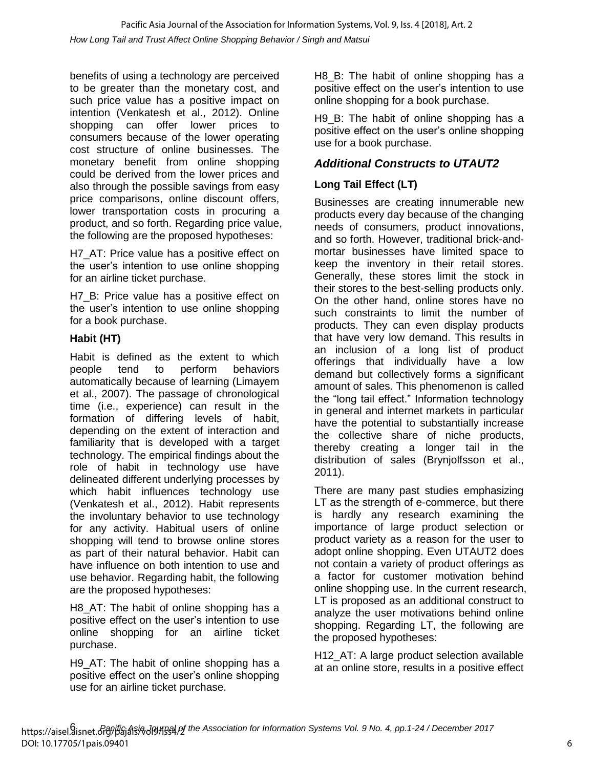benefits of using a technology are perceived to be greater than the monetary cost, and such price value has a positive impact on intention (Venkatesh et al., 2012). Online shopping can offer lower prices to consumers because of the lower operating cost structure of online businesses. The monetary benefit from online shopping could be derived from the lower prices and also through the possible savings from easy price comparisons, online discount offers, lower transportation costs in procuring a product, and so forth. Regarding price value, the following are the proposed hypotheses:

H7_AT: Price value has a positive effect on the user's intention to use online shopping for an airline ticket purchase.

H7_B: Price value has a positive effect on the user's intention to use online shopping for a book purchase.

### Habit (HT)

Habit is defined as the extent to which people tend to perform behaviors automatically because of learning (Limayem et al., 2007). The passage of chronological time (i.e., experience) can result in the formation of differing levels of habit, depending on the extent of interaction and familiarity that is developed with a target technology. The empirical findings about the role of habit in technology use have delineated different underlying processes by which habit influences technology use (Venkatesh et al., 2012). Habit represents the involuntary behavior to use technology for any activity. Habitual users of online shopping will tend to browse online stores as part of their natural behavior. Habit can have influence on both intention to use and use behavior. Regarding habit, the following are the proposed hypotheses:

H8_AT: The habit of online shopping has a positive effect on the user's intention to use online shopping for an airline ticket purchase.

H9_AT: The habit of online shopping has a positive effect on the user's online shopping use for an airline ticket purchase.

H8_B: The habit of online shopping has a positive effect on the user's intention to use online shopping for a book purchase.

H9_B: The habit of online shopping has a positive effect on the user's online shopping use for a book purchase.

## *Additional Constructs to UTAUT2*

### Long Tail Effect (LT)

Businesses are creating innumerable new products every day because of the changing needs of consumers, product innovations, and so forth. However, traditional brick-and-mortar businesses have limited space to keep the inventory in their retail stores. Generally, these stores limit the stock in their stores to the best-selling products only. On the other hand, online stores have no such constraints to limit the number of products. They can even display products that have very low demand. This results in an inclusion of a long list of product offerings that individually have a low demand but collectively forms a significant amount of sales. This phenomenon is called the "long tail effect." Information technology in general and internet markets in particular have the potential to substantially increase the collective share of niche products, thereby creating a longer tail in the distribution of sales (Brynjolfsson et al., 2011).

There are many past studies emphasizing LT as the strength of e-commerce, but there is hardly any research examining the importance of large product selection or product variety as a reason for the user to adopt online shopping. Even UTAUT2 does not contain a variety of product offerings as a factor for customer motivation behind online shopping use. In the current research, LT is proposed as an additional construct to analyze the user motivations behind online shopping. Regarding LT, the following are the proposed hypotheses:

H12_AT: A large product selection available at an online store, results in a positive effect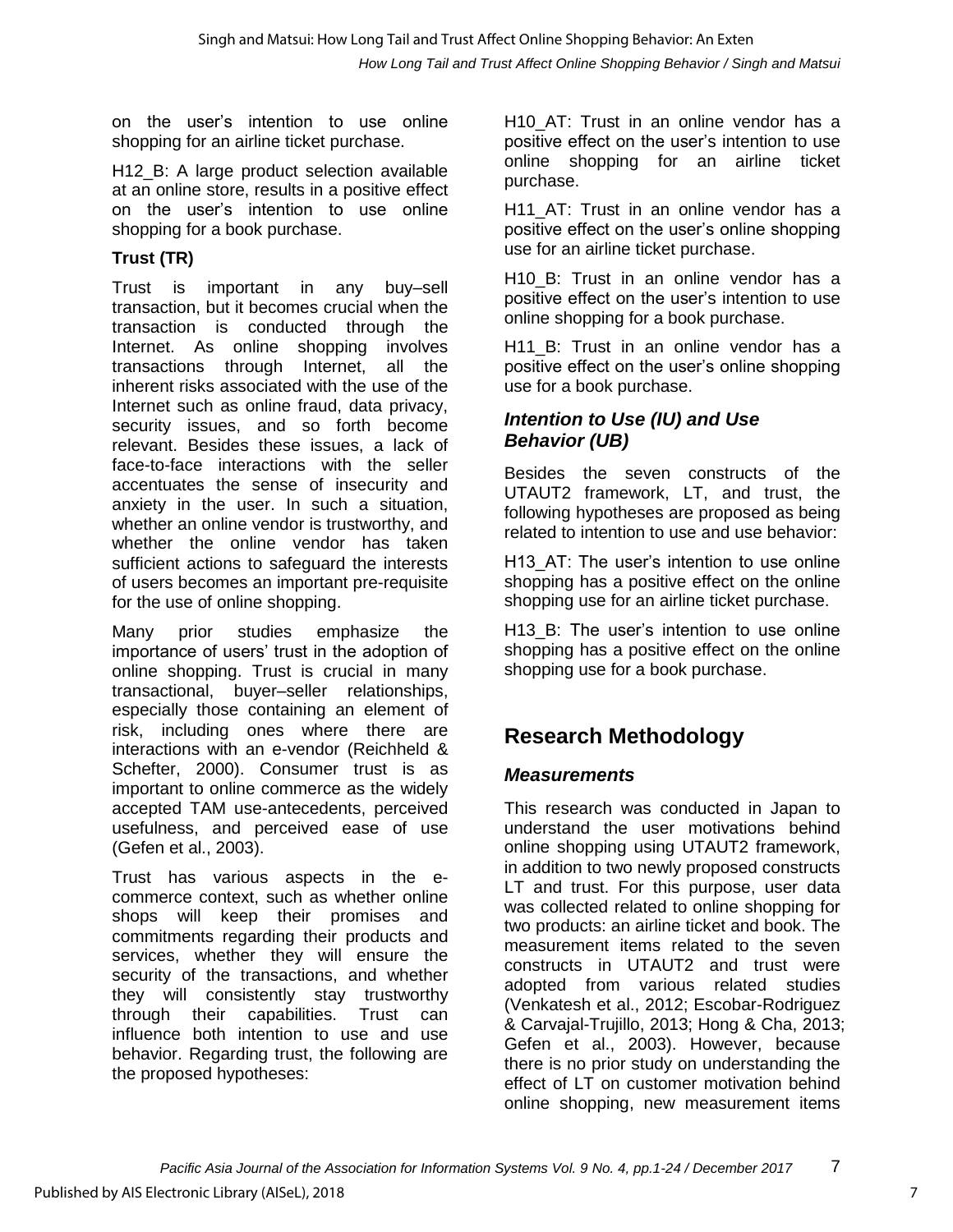on the user's intention to use online shopping for an airline ticket purchase.

H12_B: A large product selection available at an online store, results in a positive effect on the user's intention to use online shopping for a book purchase.

### Trust (TR)

Trust is important in any buy–sell transaction, but it becomes crucial when the transaction is conducted through the Internet. As online shopping involves transactions through Internet, all the inherent risks associated with the use of the Internet such as online fraud, data privacy, security issues, and so forth become relevant. Besides these issues, a lack of face-to-face interactions with the seller accentuates the sense of insecurity and anxiety in the user. In such a situation, whether an online vendor is trustworthy, and whether the online vendor has taken sufficient actions to safeguard the interests of users becomes an important pre-requisite for the use of online shopping.

Many prior studies emphasize the importance of users' trust in the adoption of online shopping. Trust is crucial in many transactional, buyer–seller relationships, especially those containing an element of risk, including ones where there are interactions with an e-vendor (Reichheld & Schefter, 2000). Consumer trust is as important to online commerce as the widely accepted TAM use-antecedents, perceived usefulness, and perceived ease of use (Gefen et al., 2003).

Trust has various aspects in the e-commerce context, such as whether online shops will keep their promises and commitments regarding their products and services, whether they will ensure the security of the transactions, and whether they will consistently stay trustworthy through their capabilities. Trust can influence both intention to use and use behavior. Regarding trust, the following are the proposed hypotheses:

H10_AT: Trust in an online vendor has a positive effect on the user's intention to use online shopping for an airline ticket purchase.

H11_AT: Trust in an online vendor has a positive effect on the user's online shopping use for an airline ticket purchase.

H10_B: Trust in an online vendor has a positive effect on the user's intention to use online shopping for a book purchase.

H11_B: Trust in an online vendor has a positive effect on the user's online shopping use for a book purchase.

### *Intention to Use (IU) and Use Behavior (UB)*

Besides the seven constructs of the UTAUT2 framework, LT, and trust, the following hypotheses are proposed as being related to intention to use and use behavior:

H13_AT: The user's intention to use online shopping has a positive effect on the online shopping use for an airline ticket purchase.

H13_B: The user's intention to use online shopping has a positive effect on the online shopping use for a book purchase.

## Research Methodology

### *Measurements*

This research was conducted in Japan to understand the user motivations behind online shopping using UTAUT2 framework, in addition to two newly proposed constructs LT and trust. For this purpose, user data was collected related to online shopping for two products: an airline ticket and book. The measurement items related to the seven constructs in UTAUT2 and trust were adopted from various related studies (Venkatesh et al., 2012; Escobar-Rodriguez & Carvajal-Trujillo, 2013; Hong & Cha, 2013; Gefen et al., 2003). However, because there is no prior study on understanding the effect of LT on customer motivation behind online shopping, new measurement items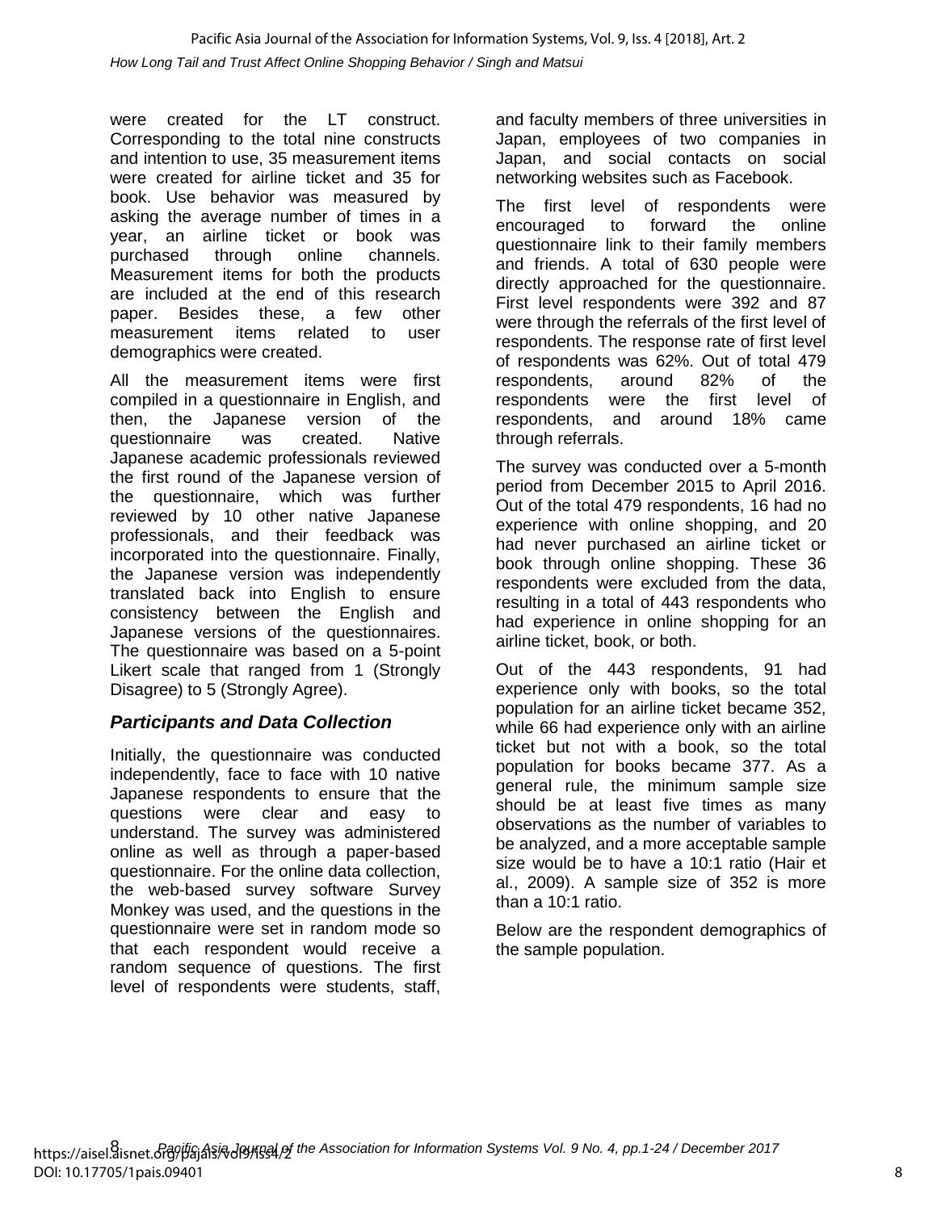were created for the LT construct. Corresponding to the total nine constructs and intention to use, 35 measurement items were created for airline ticket and 35 for book. Use behavior was measured by asking the average number of times in a year, an airline ticket or book was purchased through online channels. Measurement items for both the products are included at the end of this research paper. Besides these, a few other measurement items related to user demographics were created.

All the measurement items were first compiled in a questionnaire in English, and then, the Japanese version of the questionnaire was created. Native Japanese academic professionals reviewed the first round of the Japanese version of the questionnaire, which was further reviewed by 10 other native Japanese professionals, and their feedback was incorporated into the questionnaire. Finally, the Japanese version was independently translated back into English to ensure consistency between the English and Japanese versions of the questionnaires. The questionnaire was based on a 5-point Likert scale that ranged from 1 (Strongly Disagree) to 5 (Strongly Agree).

### *Participants and Data Collection*

Initially, the questionnaire was conducted independently, face to face with 10 native Japanese respondents to ensure that the questions were clear and easy to understand. The survey was administered online as well as through a paper-based questionnaire. For the online data collection, the web-based survey software Survey Monkey was used, and the questions in the questionnaire were set in random mode so that each respondent would receive a random sequence of questions. The first level of respondents were students, staff, and faculty members of three universities in Japan, employees of two companies in Japan, and social contacts on social networking websites such as Facebook.

The first level of respondents were encouraged to forward the online questionnaire link to their family members and friends. A total of 630 people were directly approached for the questionnaire. First level respondents were 392 and 87 were through the referrals of the first level of respondents. The response rate of first level of respondents was 62%. Out of total 479 respondents, around 82% of the respondents were the first level of respondents, and around 18% came through referrals.

The survey was conducted over a 5-month period from December 2015 to April 2016. Out of the total 479 respondents, 16 had no experience with online shopping, and 20 had never purchased an airline ticket or book through online shopping. These 36 respondents were excluded from the data, resulting in a total of 443 respondents who had experience in online shopping for an airline ticket, book, or both.

Out of the 443 respondents, 91 had experience only with books, so the total population for an airline ticket became 352, while 66 had experience only with an airline ticket but not with a book, so the total population for books became 377. As a general rule, the minimum sample size should be at least five times as many observations as the number of variables to be analyzed, and a more acceptable sample size would be to have a 10:1 ratio (Hair et al., 2009). A sample size of 352 is more than a 10:1 ratio.

Below are the respondent demographics of the sample population.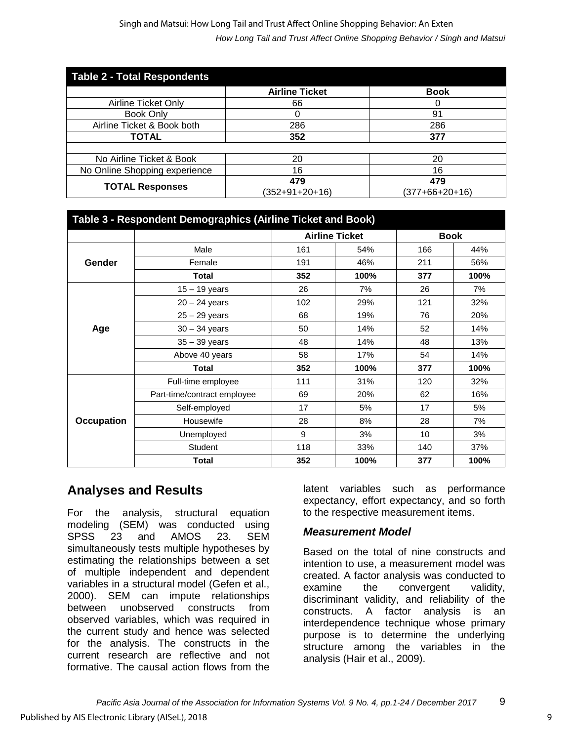| Table 2 - Total Respondents | | |
|---|---|---|
| | Airline Ticket | Book |
| Airline Ticket Only | 66 | 0 |
| Book Only | 0 | 91 |
| Airline Ticket & Book both | 286 | 286 |
| **TOTAL** | **352** | **377** |
| | | |
| No Airline Ticket & Book | 20 | 20 |
| No Online Shopping experience | 16 | 16 |
| **TOTAL Responses** | **479** (352+91+20+16) | **479** (377+66+20+16) |

| Table 3 - Respondent Demographics (Airline Ticket and Book) | | | | | |
|---|---|---|---|---|---|
| | | Airline Ticket | | Book | |
| **Gender** | Male | 161 | 54% | 166 | 44% |
| | Female | 191 | 46% | 211 | 56% |
| | **Total** | **352** | **100%** | **377** | **100%** |
| **Age** | 15 – 19 years | 26 | 7% | 26 | 7% |
| | 20 – 24 years | 102 | 29% | 121 | 32% |
| | 25 – 29 years | 68 | 19% | 76 | 20% |
| | 30 – 34 years | 50 | 14% | 52 | 14% |
| | 35 – 39 years | 48 | 14% | 48 | 13% |
| | Above 40 years | 58 | 17% | 54 | 14% |
| | **Total** | **352** | **100%** | **377** | **100%** |
| **Occupation** | Full-time employee | 111 | 31% | 120 | 32% |
| | Part-time/contract employee | 69 | 20% | 62 | 16% |
| | Self-employed | 17 | 5% | 17 | 5% |
| | Housewife | 28 | 8% | 28 | 7% |
| | Unemployed | 9 | 3% | 10 | 3% |
| | Student | 118 | 33% | 140 | 37% |
| | **Total** | **352** | **100%** | **377** | **100%** |

## Analyses and Results

For the analysis, structural equation modeling (SEM) was conducted using SPSS 23 and AMOS 23. SEM simultaneously tests multiple hypotheses by estimating the relationships between a set of multiple independent and dependent variables in a structural model (Gefen et al., 2000). SEM can impute relationships between unobserved constructs from observed variables, which was required in the current study and hence was selected for the analysis. The constructs in the current research are reflective and not formative. The causal action flows from the latent variables such as performance expectancy, effort expectancy, and so forth to the respective measurement items.

### *Measurement Model*

Based on the total of nine constructs and intention to use, a measurement model was created. A factor analysis was conducted to examine the convergent validity, discriminant validity, and reliability of the constructs. A factor analysis is an interdependence technique whose primary purpose is to determine the underlying structure among the variables in the analysis (Hair et al., 2009).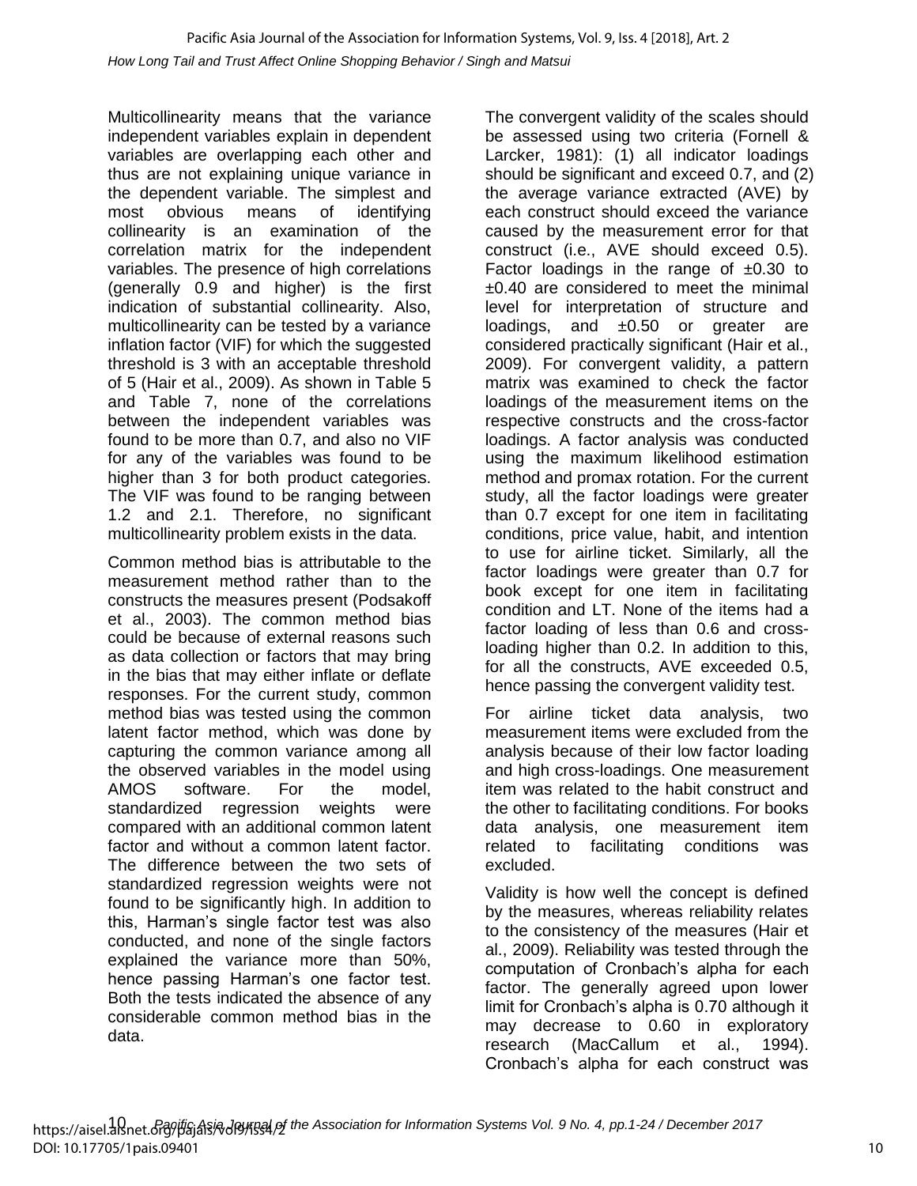Multicollinearity means that the variance independent variables explain in dependent variables are overlapping each other and thus are not explaining unique variance in the dependent variable. The simplest and most obvious means of identifying collinearity is an examination of the correlation matrix for the independent variables. The presence of high correlations (generally 0.9 and higher) is the first indication of substantial collinearity. Also, multicollinearity can be tested by a variance inflation factor (VIF) for which the suggested threshold is 3 with an acceptable threshold of 5 (Hair et al., 2009). As shown in Table 5 and Table 7, none of the correlations between the independent variables was found to be more than 0.7, and also no VIF for any of the variables was found to be higher than 3 for both product categories. The VIF was found to be ranging between 1.2 and 2.1. Therefore, no significant multicollinearity problem exists in the data.

Common method bias is attributable to the measurement method rather than to the constructs the measures present (Podsakoff et al., 2003). The common method bias could be because of external reasons such as data collection or factors that may bring in the bias that may either inflate or deflate responses. For the current study, common method bias was tested using the common latent factor method, which was done by capturing the common variance among all the observed variables in the model using AMOS software. For the model, standardized regression weights were compared with an additional common latent factor and without a common latent factor. The difference between the two sets of standardized regression weights were not found to be significantly high. In addition to this, Harman's single factor test was also conducted, and none of the single factors explained the variance more than 50%, hence passing Harman's one factor test. Both the tests indicated the absence of any considerable common method bias in the data.

The convergent validity of the scales should be assessed using two criteria (Fornell & Larcker, 1981): (1) all indicator loadings should be significant and exceed 0.7, and (2) the average variance extracted (AVE) by each construct should exceed the variance caused by the measurement error for that construct (i.e., AVE should exceed 0.5). Factor loadings in the range of ±0.30 to ±0.40 are considered to meet the minimal level for interpretation of structure and loadings, and ±0.50 or greater are considered practically significant (Hair et al., 2009). For convergent validity, a pattern matrix was examined to check the factor loadings of the measurement items on the respective constructs and the cross-factor loadings. A factor analysis was conducted using the maximum likelihood estimation method and promax rotation. For the current study, all the factor loadings were greater than 0.7 except for one item in facilitating conditions, price value, habit, and intention to use for airline ticket. Similarly, all the factor loadings were greater than 0.7 for book except for one item in facilitating condition and LT. None of the items had a factor loading of less than 0.6 and cross-loading higher than 0.2. In addition to this, for all the constructs, AVE exceeded 0.5, hence passing the convergent validity test.

For airline ticket data analysis, two measurement items were excluded from the analysis because of their low factor loading and high cross-loadings. One measurement item was related to the habit construct and the other to facilitating conditions. For books data analysis, one measurement item related to facilitating conditions was excluded.

Validity is how well the concept is defined by the measures, whereas reliability relates to the consistency of the measures (Hair et al., 2009). Reliability was tested through the computation of Cronbach's alpha for each factor. The generally agreed upon lower limit for Cronbach's alpha is 0.70 although it may decrease to 0.60 in exploratory research (MacCallum et al., 1994). Cronbach's alpha for each construct was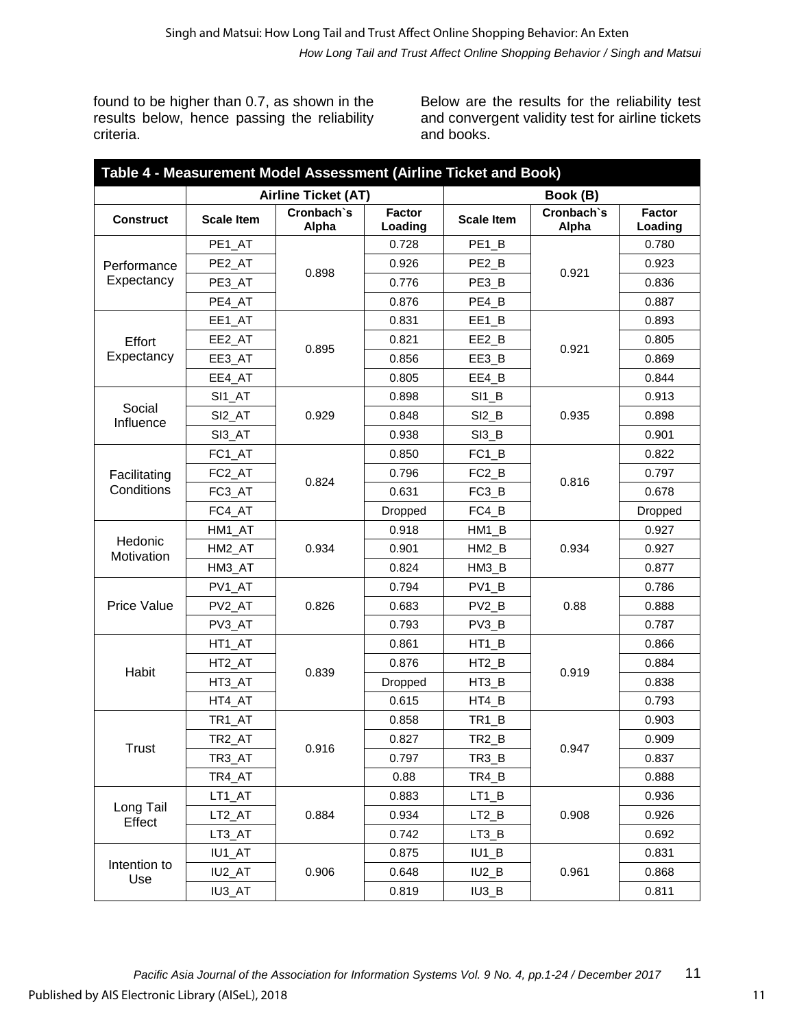found to be higher than 0.7, as shown in the results below, hence passing the reliability criteria.

Below are the results for the reliability test and convergent validity test for airline tickets and books.

**Table 4 - Measurement Model Assessment (Airline Ticket and Book)**

| | Airline Ticket (AT) | | | Book (B) | | |
|---|---|---|---|---|---|---|
| **Construct** | **Scale Item** | **Cronbach`s Alpha** | **Factor Loading** | **Scale Item** | **Cronbach`s Alpha** | **Factor Loading** |
| Performance Expectancy | PE1_AT | 0.898 | 0.728 | PE1_B | 0.921 | 0.780 |
| | PE2_AT | | 0.926 | PE2_B | | 0.923 |
| | PE3_AT | | 0.776 | PE3_B | | 0.836 |
| | PE4_AT | | 0.876 | PE4_B | | 0.887 |
| Effort Expectancy | EE1_AT | 0.895 | 0.831 | EE1_B | 0.921 | 0.893 |
| | EE2_AT | | 0.821 | EE2_B | | 0.805 |
| | EE3_AT | | 0.856 | EE3_B | | 0.869 |
| | EE4_AT | | 0.805 | EE4_B | | 0.844 |
| Social Influence | SI1_AT | 0.929 | 0.898 | SI1_B | 0.935 | 0.913 |
| | SI2_AT | | 0.848 | SI2_B | | 0.898 |
| | SI3_AT | | 0.938 | SI3_B | | 0.901 |
| Facilitating Conditions | FC1_AT | 0.824 | 0.850 | FC1_B | 0.816 | 0.822 |
| | FC2_AT | | 0.796 | FC2_B | | 0.797 |
| | FC3_AT | | 0.631 | FC3_B | | 0.678 |
| | FC4_AT | | Dropped | FC4_B | | Dropped |
| Hedonic Motivation | HM1_AT | 0.934 | 0.918 | HM1_B | 0.934 | 0.927 |
| | HM2_AT | | 0.901 | HM2_B | | 0.927 |
| | HM3_AT | | 0.824 | HM3_B | | 0.877 |
| Price Value | PV1_AT | 0.826 | 0.794 | PV1_B | 0.88 | 0.786 |
| | PV2_AT | | 0.683 | PV2_B | | 0.888 |
| | PV3_AT | | 0.793 | PV3_B | | 0.787 |
| Habit | HT1_AT | 0.839 | 0.861 | HT1_B | 0.919 | 0.866 |
| | HT2_AT | | 0.876 | HT2_B | | 0.884 |
| | HT3_AT | | Dropped | HT3_B | | 0.838 |
| | HT4_AT | | 0.615 | HT4_B | | 0.793 |
| Trust | TR1_AT | 0.916 | 0.858 | TR1_B | 0.947 | 0.903 |
| | TR2_AT | | 0.827 | TR2_B | | 0.909 |
| | TR3_AT | | 0.797 | TR3_B | | 0.837 |
| | TR4_AT | | 0.88 | TR4_B | | 0.888 |
| Long Tail Effect | LT1_AT | 0.884 | 0.883 | LT1_B | 0.908 | 0.936 |
| | LT2_AT | | 0.934 | LT2_B | | 0.926 |
| | LT3_AT | | 0.742 | LT3_B | | 0.692 |
| Intention to Use | IU1_AT | 0.906 | 0.875 | IU1_B | 0.961 | 0.831 |
| | IU2_AT | | 0.648 | IU2_B | | 0.868 |
| | IU3_AT | | 0.819 | IU3_B | | 0.811 |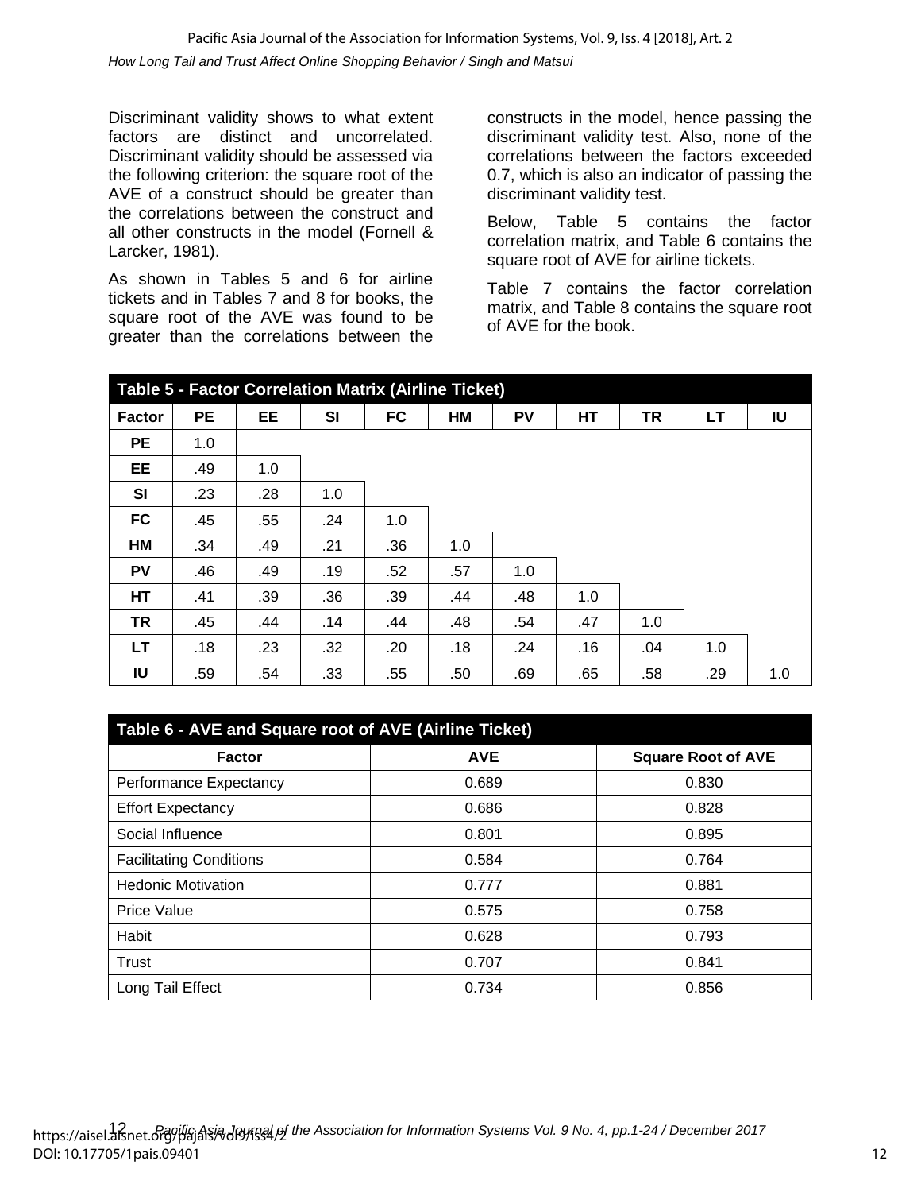Discriminant validity shows to what extent factors are distinct and uncorrelated. Discriminant validity should be assessed via the following criterion: the square root of the AVE of a construct should be greater than the correlations between the construct and all other constructs in the model (Fornell & Larcker, 1981).

As shown in Tables 5 and 6 for airline tickets and in Tables 7 and 8 for books, the square root of the AVE was found to be greater than the correlations between the constructs in the model, hence passing the discriminant validity test. Also, none of the correlations between the factors exceeded 0.7, which is also an indicator of passing the discriminant validity test.

Below, Table 5 contains the factor correlation matrix, and Table 6 contains the square root of AVE for airline tickets.

Table 7 contains the factor correlation matrix, and Table 8 contains the square root of AVE for the book.

**Table 5 - Factor Correlation Matrix (Airline Ticket)**

| Factor | PE | EE | SI | FC | HM | PV | HT | TR | LT | IU |
|---|---|---|---|---|---|---|---|---|---|---|
| PE | 1.0 | | | | | | | | | |
| EE | .49 | 1.0 | | | | | | | | |
| SI | .23 | .28 | 1.0 | | | | | | | |
| FC | .45 | .55 | .24 | 1.0 | | | | | | |
| HM | .34 | .49 | .21 | .36 | 1.0 | | | | | |
| PV | .46 | .49 | .19 | .52 | .57 | 1.0 | | | | |
| HT | .41 | .39 | .36 | .39 | .44 | .48 | 1.0 | | | |
| TR | .45 | .44 | .14 | .44 | .48 | .54 | .47 | 1.0 | | |
| LT | .18 | .23 | .32 | .20 | .18 | .24 | .16 | .04 | 1.0 | |
| IU | .59 | .54 | .33 | .55 | .50 | .69 | .65 | .58 | .29 | 1.0 |

**Table 6 - AVE and Square root of AVE (Airline Ticket)**

| Factor | AVE | Square Root of AVE |
|---|---|---|
| Performance Expectancy | 0.689 | 0.830 |
| Effort Expectancy | 0.686 | 0.828 |
| Social Influence | 0.801 | 0.895 |
| Facilitating Conditions | 0.584 | 0.764 |
| Hedonic Motivation | 0.777 | 0.881 |
| Price Value | 0.575 | 0.758 |
| Habit | 0.628 | 0.793 |
| Trust | 0.707 | 0.841 |
| Long Tail Effect | 0.734 | 0.856 |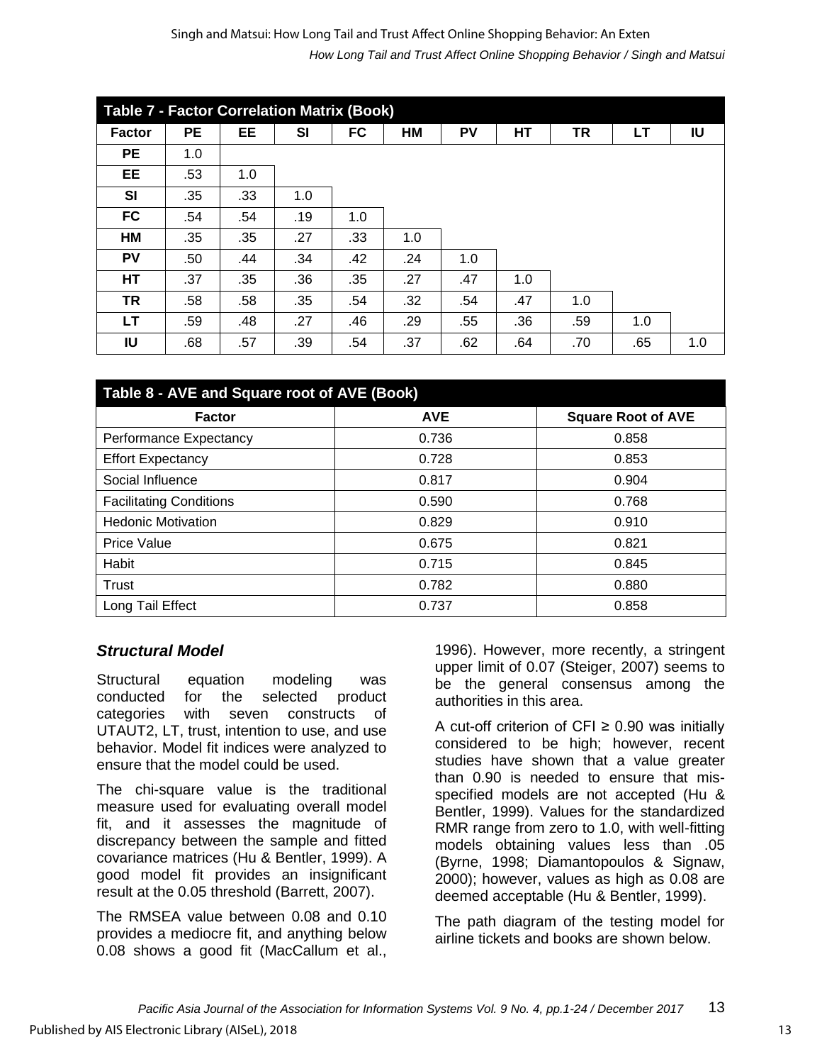| Table 7 - Factor Correlation Matrix (Book) | | | | | | | | | | |
|---|---|---|---|---|---|---|---|---|---|---|
| **Factor** | **PE** | **EE** | **SI** | **FC** | **HM** | **PV** | **HT** | **TR** | **LT** | **IU** |
| **PE** | 1.0 | | | | | | | | | |
| **EE** | .53 | 1.0 | | | | | | | | |
| **SI** | .35 | .33 | 1.0 | | | | | | | |
| **FC** | .54 | .54 | .19 | 1.0 | | | | | | |
| **HM** | .35 | .35 | .27 | .33 | 1.0 | | | | | |
| **PV** | .50 | .44 | .34 | .42 | .24 | 1.0 | | | | |
| **HT** | .37 | .35 | .36 | .35 | .27 | .47 | 1.0 | | | |
| **TR** | .58 | .58 | .35 | .54 | .32 | .54 | .47 | 1.0 | | |
| **LT** | .59 | .48 | .27 | .46 | .29 | .55 | .36 | .59 | 1.0 | |
| **IU** | .68 | .57 | .39 | .54 | .37 | .62 | .64 | .70 | .65 | 1.0 |

| Table 8 - AVE and Square root of AVE (Book) | | |
|---|---|---|
| **Factor** | **AVE** | **Square Root of AVE** |
| Performance Expectancy | 0.736 | 0.858 |
| Effort Expectancy | 0.728 | 0.853 |
| Social Influence | 0.817 | 0.904 |
| Facilitating Conditions | 0.590 | 0.768 |
| Hedonic Motivation | 0.829 | 0.910 |
| Price Value | 0.675 | 0.821 |
| Habit | 0.715 | 0.845 |
| Trust | 0.782 | 0.880 |
| Long Tail Effect | 0.737 | 0.858 |

### *Structural Model*

Structural equation modeling was conducted for the selected product categories with seven constructs of UTAUT2, LT, trust, intention to use, and use behavior. Model fit indices were analyzed to ensure that the model could be used.

The chi-square value is the traditional measure used for evaluating overall model fit, and it assesses the magnitude of discrepancy between the sample and fitted covariance matrices (Hu & Bentler, 1999). A good model fit provides an insignificant result at the 0.05 threshold (Barrett, 2007).

The RMSEA value between 0.08 and 0.10 provides a mediocre fit, and anything below 0.08 shows a good fit (MacCallum et al., 1996). However, more recently, a stringent upper limit of 0.07 (Steiger, 2007) seems to be the general consensus among the authorities in this area.

A cut-off criterion of CFI ≥ 0.90 was initially considered to be high; however, recent studies have shown that a value greater than 0.90 is needed to ensure that mis-specified models are not accepted (Hu & Bentler, 1999). Values for the standardized RMR range from zero to 1.0, with well-fitting models obtaining values less than .05 (Byrne, 1998; Diamantopoulos & Signaw, 2000); however, values as high as 0.08 are deemed acceptable (Hu & Bentler, 1999).

The path diagram of the testing model for airline tickets and books are shown below.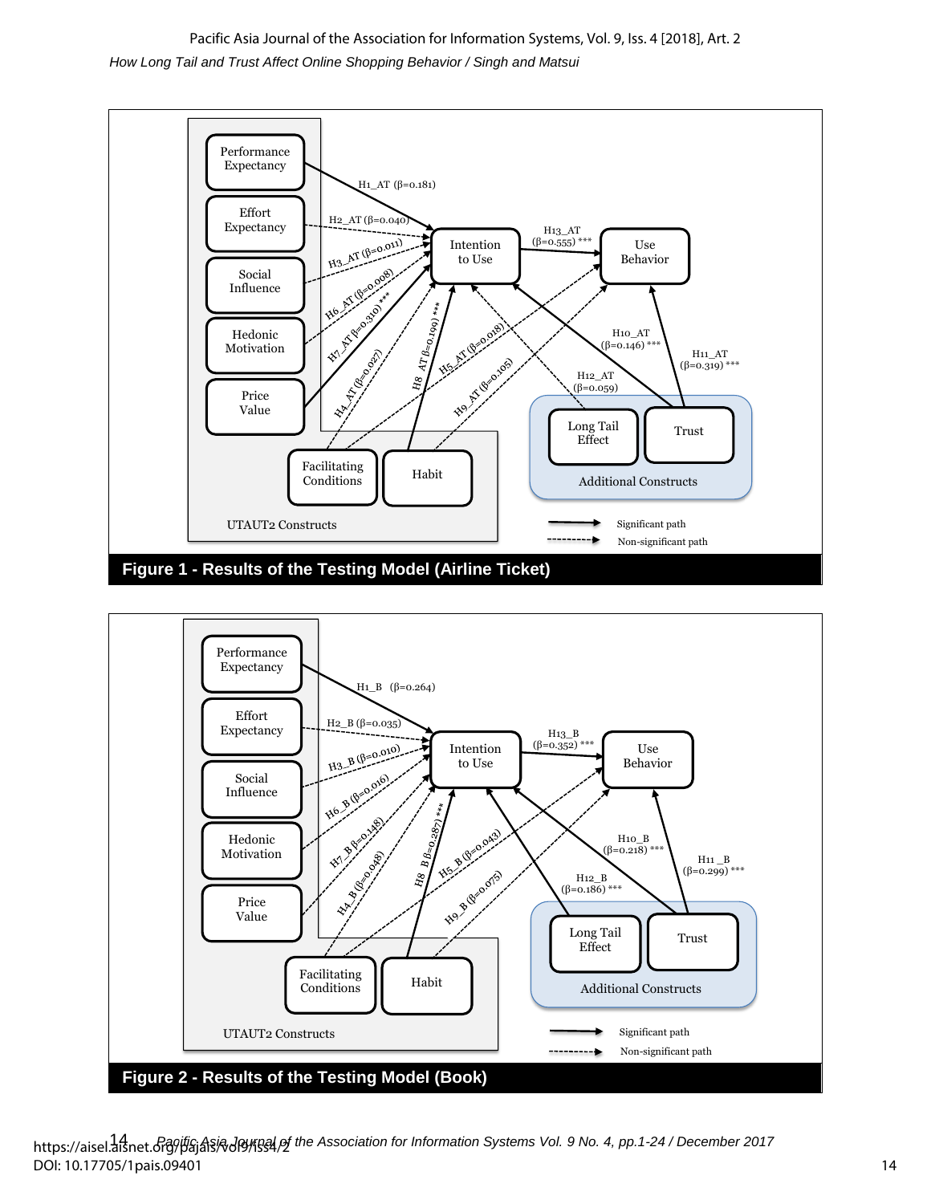Figure 1 - Results of the Testing Model (Airline Ticket)

Figure 2 - Results of the Testing Model (Book)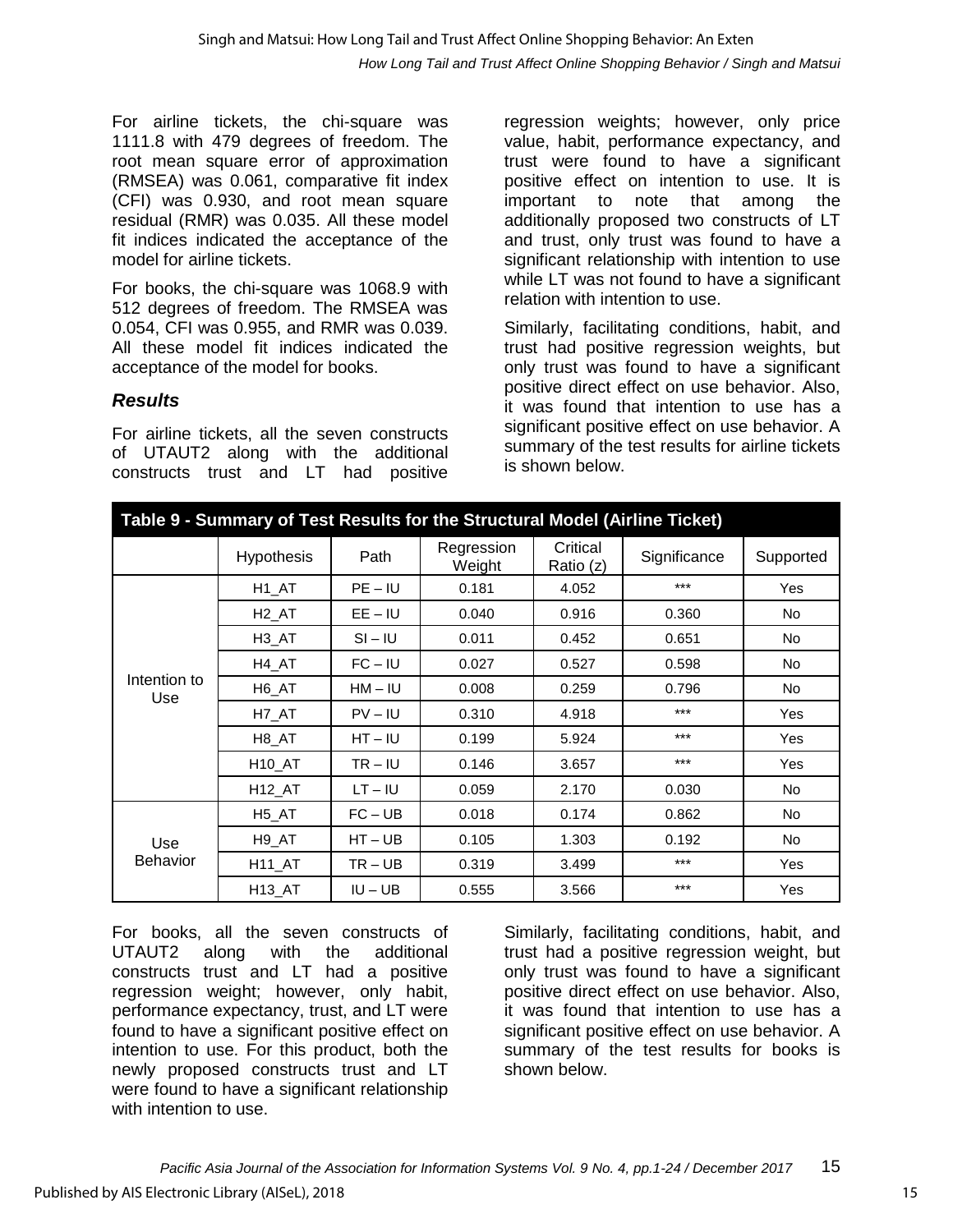For airline tickets, the chi-square was 1111.8 with 479 degrees of freedom. The root mean square error of approximation (RMSEA) was 0.061, comparative fit index (CFI) was 0.930, and root mean square residual (RMR) was 0.035. All these model fit indices indicated the acceptance of the model for airline tickets.

For books, the chi-square was 1068.9 with 512 degrees of freedom. The RMSEA was 0.054, CFI was 0.955, and RMR was 0.039. All these model fit indices indicated the acceptance of the model for books.

### *Results*

For airline tickets, all the seven constructs of UTAUT2 along with the additional constructs trust and LT had positive regression weights; however, only price value, habit, performance expectancy, and trust were found to have a significant positive effect on intention to use. It is important to note that among the additionally proposed two constructs of LT and trust, only trust was found to have a significant relationship with intention to use while LT was not found to have a significant relation with intention to use.

Similarly, facilitating conditions, habit, and trust had positive regression weights, but only trust was found to have a significant positive direct effect on use behavior. Also, it was found that intention to use has a significant positive effect on use behavior. A summary of the test results for airline tickets is shown below.

**Table 9 - Summary of Test Results for the Structural Model (Airline Ticket)**

| | Hypothesis | Path | Regression Weight | Critical Ratio (z) | Significance | Supported |
|---|---|---|---|---|---|---|
| Intention to Use | H1_AT | PE – IU | 0.181 | 4.052 | *** | Yes |
| | H2_AT | EE – IU | 0.040 | 0.916 | 0.360 | No |
| | H3_AT | SI – IU | 0.011 | 0.452 | 0.651 | No |
| | H4_AT | FC – IU | 0.027 | 0.527 | 0.598 | No |
| | H6_AT | HM – IU | 0.008 | 0.259 | 0.796 | No |
| | H7_AT | PV – IU | 0.310 | 4.918 | *** | Yes |
| | H8_AT | HT – IU | 0.199 | 5.924 | *** | Yes |
| | H10_AT | TR – IU | 0.146 | 3.657 | *** | Yes |
| | H12_AT | LT – IU | 0.059 | 2.170 | 0.030 | No |
| Use Behavior | H5_AT | FC – UB | 0.018 | 0.174 | 0.862 | No |
| | H9_AT | HT – UB | 0.105 | 1.303 | 0.192 | No |
| | H11_AT | TR – UB | 0.319 | 3.499 | *** | Yes |
| | H13_AT | IU – UB | 0.555 | 3.566 | *** | Yes |

For books, all the seven constructs of UTAUT2 along with the additional constructs trust and LT had a positive regression weight; however, only habit, performance expectancy, trust, and LT were found to have a significant positive effect on intention to use. For this product, both the newly proposed constructs trust and LT were found to have a significant relationship with intention to use.

Similarly, facilitating conditions, habit, and trust had a positive regression weight, but only trust was found to have a significant positive direct effect on use behavior. Also, it was found that intention to use has a significant positive effect on use behavior. A summary of the test results for books is shown below.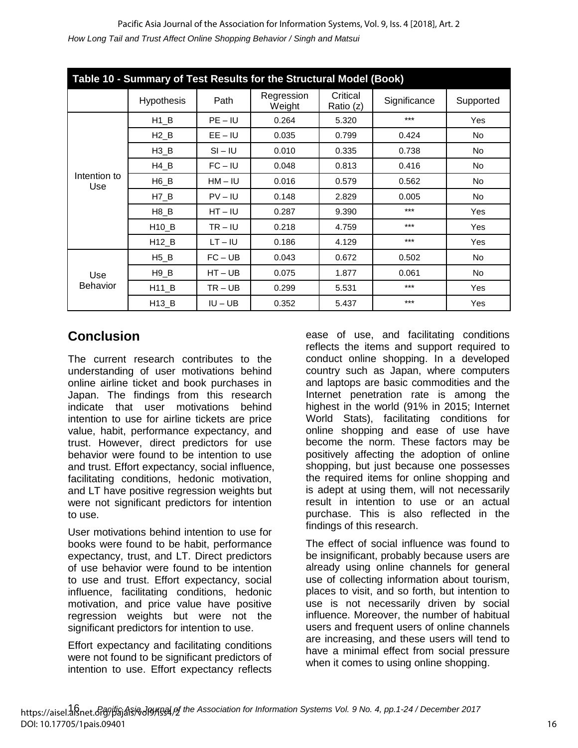**Table 10 - Summary of Test Results for the Structural Model (Book)**

| | Hypothesis | Path | Regression Weight | Critical Ratio (z) | Significance | Supported |
|---|---|---|---|---|---|---|
| Intention to Use | H1_B | PE – IU | 0.264 | 5.320 | *** | Yes |
| | H2_B | EE – IU | 0.035 | 0.799 | 0.424 | No |
| | H3_B | SI – IU | 0.010 | 0.335 | 0.738 | No |
| | H4_B | FC – IU | 0.048 | 0.813 | 0.416 | No |
| | H6_B | HM – IU | 0.016 | 0.579 | 0.562 | No |
| | H7_B | PV – IU | 0.148 | 2.829 | 0.005 | No |
| | H8_B | HT – IU | 0.287 | 9.390 | *** | Yes |
| | H10_B | TR – IU | 0.218 | 4.759 | *** | Yes |
| | H12_B | LT – IU | 0.186 | 4.129 | *** | Yes |
| Use Behavior | H5_B | FC – UB | 0.043 | 0.672 | 0.502 | No |
| | H9_B | HT – UB | 0.075 | 1.877 | 0.061 | No |
| | H11_B | TR – UB | 0.299 | 5.531 | *** | Yes |
| | H13_B | IU – UB | 0.352 | 5.437 | *** | Yes |

## Conclusion

The current research contributes to the understanding of user motivations behind online airline ticket and book purchases in Japan. The findings from this research indicate that user motivations behind intention to use for airline tickets are price value, habit, performance expectancy, and trust. However, direct predictors for use behavior were found to be intention to use and trust. Effort expectancy, social influence, facilitating conditions, hedonic motivation, and LT have positive regression weights but were not significant predictors for intention to use.

User motivations behind intention to use for books were found to be habit, performance expectancy, trust, and LT. Direct predictors of use behavior were found to be intention to use and trust. Effort expectancy, social influence, facilitating conditions, hedonic motivation, and price value have positive regression weights but were not the significant predictors for intention to use.

Effort expectancy and facilitating conditions were not found to be significant predictors of intention to use. Effort expectancy reflects ease of use, and facilitating conditions reflects the items and support required to conduct online shopping. In a developed country such as Japan, where computers and laptops are basic commodities and the Internet penetration rate is among the highest in the world (91% in 2015; Internet World Stats), facilitating conditions for online shopping and ease of use have become the norm. These factors may be positively affecting the adoption of online shopping, but just because one possesses the required items for online shopping and is adept at using them, will not necessarily result in intention to use or an actual purchase. This is also reflected in the findings of this research.

The effect of social influence was found to be insignificant, probably because users are already using online channels for general use of collecting information about tourism, places to visit, and so forth, but intention to use is not necessarily driven by social influence. Moreover, the number of habitual users and frequent users of online channels are increasing, and these users will tend to have a minimal effect from social pressure when it comes to using online shopping.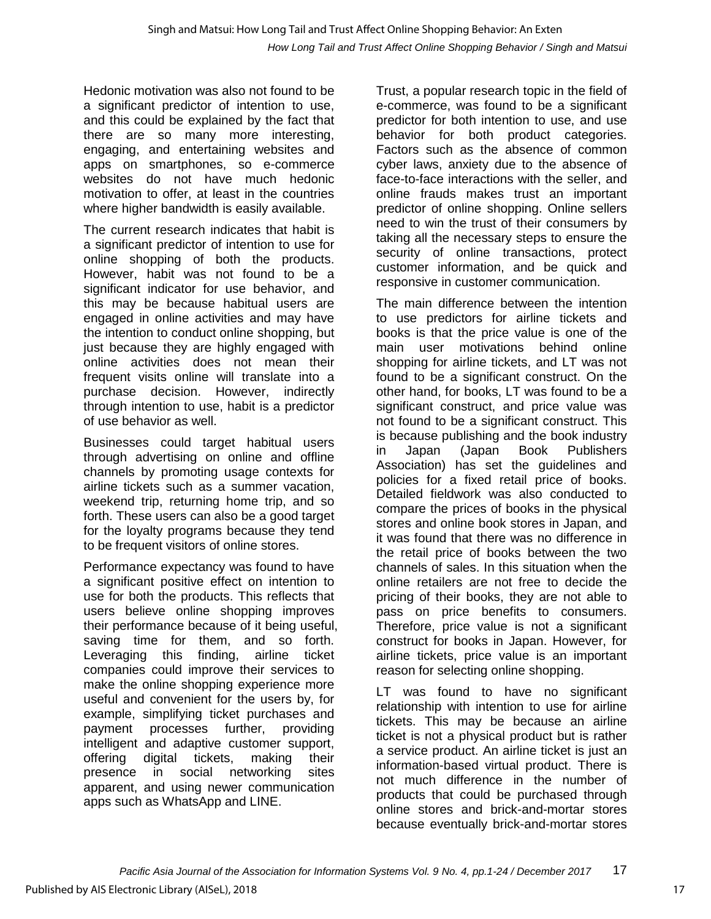Hedonic motivation was also not found to be a significant predictor of intention to use, and this could be explained by the fact that there are so many more interesting, engaging, and entertaining websites and apps on smartphones, so e-commerce websites do not have much hedonic motivation to offer, at least in the countries where higher bandwidth is easily available.

The current research indicates that habit is a significant predictor of intention to use for online shopping of both the products. However, habit was not found to be a significant indicator for use behavior, and this may be because habitual users are engaged in online activities and may have the intention to conduct online shopping, but just because they are highly engaged with online activities does not mean their frequent visits online will translate into a purchase decision. However, indirectly through intention to use, habit is a predictor of use behavior as well.

Businesses could target habitual users through advertising on online and offline channels by promoting usage contexts for airline tickets such as a summer vacation, weekend trip, returning home trip, and so forth. These users can also be a good target for the loyalty programs because they tend to be frequent visitors of online stores.

Performance expectancy was found to have a significant positive effect on intention to use for both the products. This reflects that users believe online shopping improves their performance because of it being useful, saving time for them, and so forth. Leveraging this finding, airline ticket companies could improve their services to make the online shopping experience more useful and convenient for the users by, for example, simplifying ticket purchases and payment processes further, providing intelligent and adaptive customer support, offering digital tickets, making their presence in social networking sites apparent, and using newer communication apps such as WhatsApp and LINE.

Trust, a popular research topic in the field of e-commerce, was found to be a significant predictor for both intention to use, and use behavior for both product categories. Factors such as the absence of common cyber laws, anxiety due to the absence of face-to-face interactions with the seller, and online frauds makes trust an important predictor of online shopping. Online sellers need to win the trust of their consumers by taking all the necessary steps to ensure the security of online transactions, protect customer information, and be quick and responsive in customer communication.

The main difference between the intention to use predictors for airline tickets and books is that the price value is one of the main user motivations behind online shopping for airline tickets, and LT was not found to be a significant construct. On the other hand, for books, LT was found to be a significant construct, and price value was not found to be a significant construct. This is because publishing and the book industry in Japan (Japan Book Publishers Association) has set the guidelines and policies for a fixed retail price of books. Detailed fieldwork was also conducted to compare the prices of books in the physical stores and online book stores in Japan, and it was found that there was no difference in the retail price of books between the two channels of sales. In this situation when the online retailers are not free to decide the pricing of their books, they are not able to pass on price benefits to consumers. Therefore, price value is not a significant construct for books in Japan. However, for airline tickets, price value is an important reason for selecting online shopping.

LT was found to have no significant relationship with intention to use for airline tickets. This may be because an airline ticket is not a physical product but is rather a service product. An airline ticket is just an information-based virtual product. There is not much difference in the number of products that could be purchased through online stores and brick-and-mortar stores because eventually brick-and-mortar stores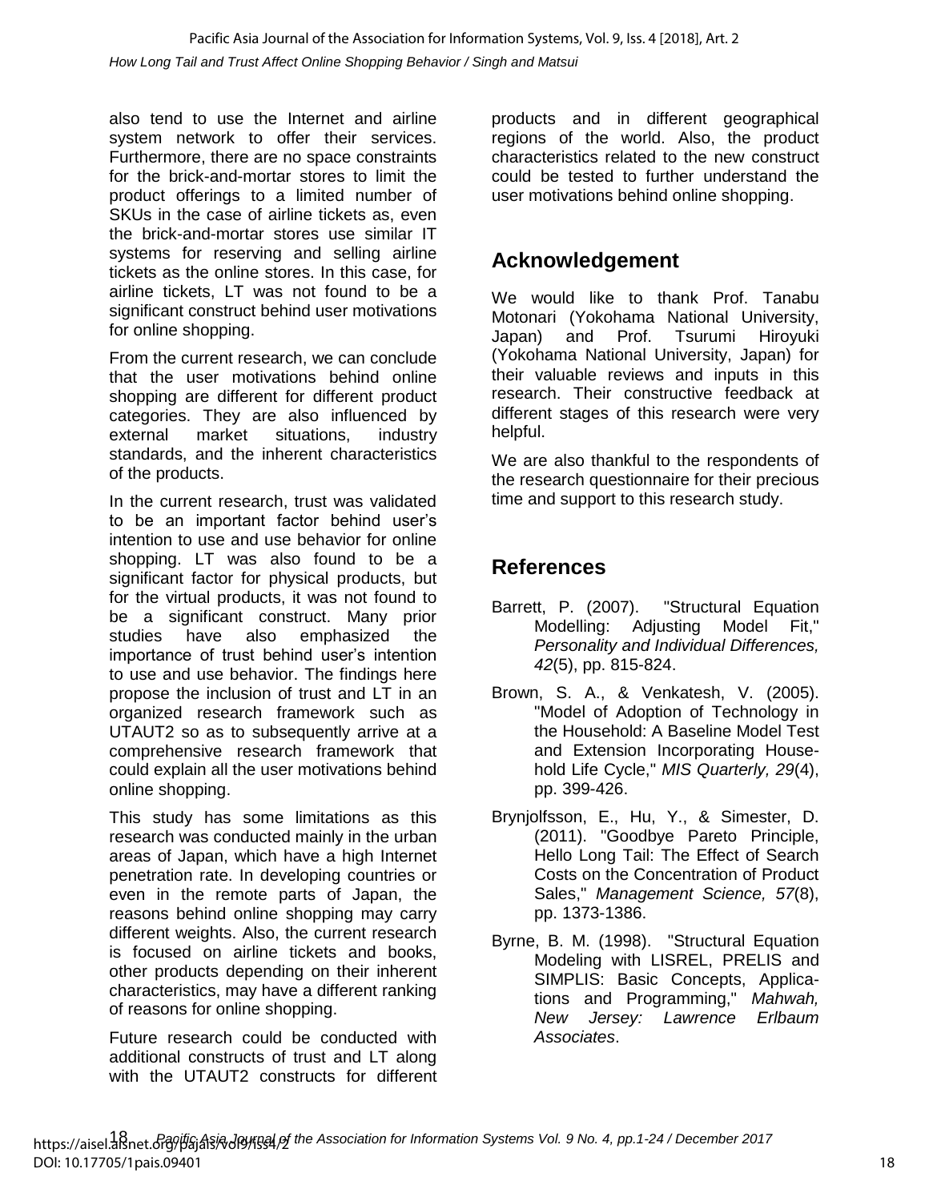also tend to use the Internet and airline system network to offer their services. Furthermore, there are no space constraints for the brick-and-mortar stores to limit the product offerings to a limited number of SKUs in the case of airline tickets as, even the brick-and-mortar stores use similar IT systems for reserving and selling airline tickets as the online stores. In this case, for airline tickets, LT was not found to be a significant construct behind user motivations for online shopping.

From the current research, we can conclude that the user motivations behind online shopping are different for different product categories. They are also influenced by external market situations, industry standards, and the inherent characteristics of the products.

In the current research, trust was validated to be an important factor behind user's intention to use and use behavior for online shopping. LT was also found to be a significant factor for physical products, but for the virtual products, it was not found to be a significant construct. Many prior studies have also emphasized the importance of trust behind user's intention to use and use behavior. The findings here propose the inclusion of trust and LT in an organized research framework such as UTAUT2 so as to subsequently arrive at a comprehensive research framework that could explain all the user motivations behind online shopping.

This study has some limitations as this research was conducted mainly in the urban areas of Japan, which have a high Internet penetration rate. In developing countries or even in the remote parts of Japan, the reasons behind online shopping may carry different weights. Also, the current research is focused on airline tickets and books, other products depending on their inherent characteristics, may have a different ranking of reasons for online shopping.

Future research could be conducted with additional constructs of trust and LT along with the UTAUT2 constructs for different products and in different geographical regions of the world. Also, the product characteristics related to the new construct could be tested to further understand the user motivations behind online shopping.

## Acknowledgement

We would like to thank Prof. Tanabu Motonari (Yokohama National University, Japan) and Prof. Tsurumi Hiroyuki (Yokohama National University, Japan) for their valuable reviews and inputs in this research. Their constructive feedback at different stages of this research were very helpful.

We are also thankful to the respondents of the research questionnaire for their precious time and support to this research study.

## References

Barrett, P. (2007). "Structural Equation Modelling: Adjusting Model Fit," *Personality and Individual Differences, 42*(5), pp. 815-824.

Brown, S. A., & Venkatesh, V. (2005). "Model of Adoption of Technology in the Household: A Baseline Model Test and Extension Incorporating Household Life Cycle," *MIS Quarterly, 29*(4), pp. 399-426.

Brynjolfsson, E., Hu, Y., & Simester, D. (2011). "Goodbye Pareto Principle, Hello Long Tail: The Effect of Search Costs on the Concentration of Product Sales," *Management Science, 57*(8), pp. 1373-1386.

Byrne, B. M. (1998). "Structural Equation Modeling with LISREL, PRELIS and SIMPLIS: Basic Concepts, Applications and Programming," *Mahwah, New Jersey: Lawrence Erlbaum Associates*.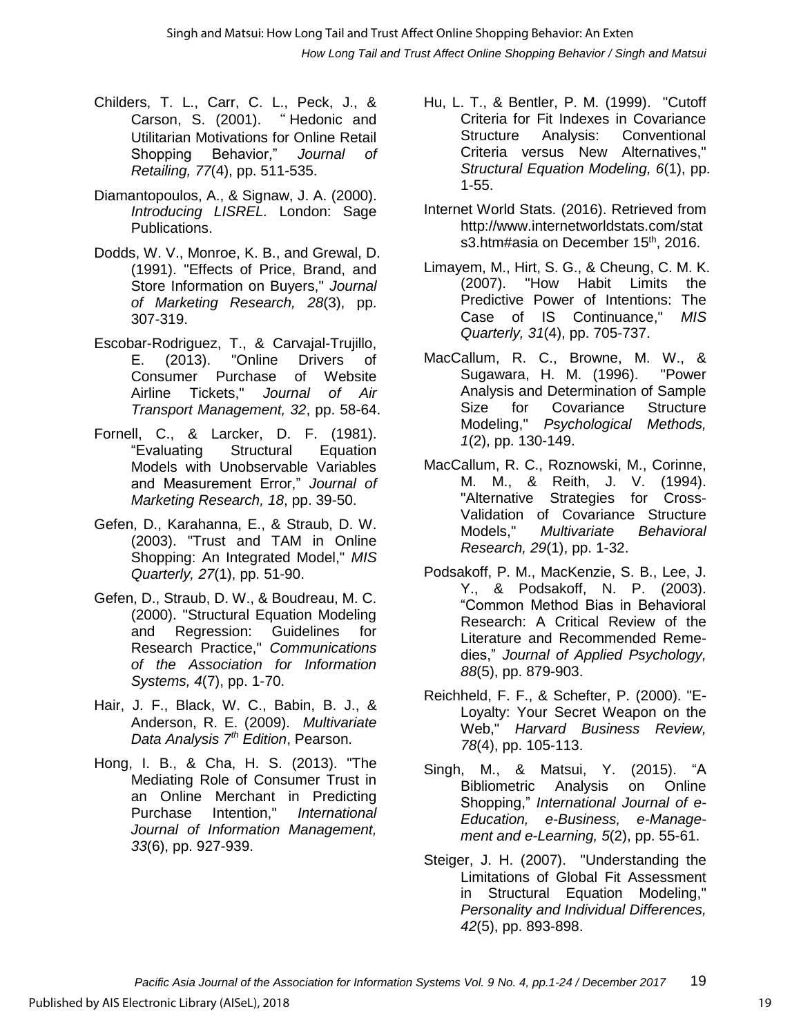Childers, T. L., Carr, C. L., Peck, J., & Carson, S. (2001). " Hedonic and Utilitarian Motivations for Online Retail Shopping Behavior," *Journal of Retailing, 77*(4), pp. 511-535.

Diamantopoulos, A., & Signaw, J. A. (2000). *Introducing LISREL.* London: Sage Publications.

Dodds, W. V., Monroe, K. B., and Grewal, D. (1991). "Effects of Price, Brand, and Store Information on Buyers," *Journal of Marketing Research, 28*(3), pp. 307-319.

Escobar-Rodriguez, T., & Carvajal-Trujillo, E. (2013). "Online Drivers of Consumer Purchase of Website Airline Tickets," *Journal of Air Transport Management, 32*, pp. 58-64.

Fornell, C., & Larcker, D. F. (1981). "Evaluating Structural Equation Models with Unobservable Variables and Measurement Error," *Journal of Marketing Research, 18*, pp. 39-50.

Gefen, D., Karahanna, E., & Straub, D. W. (2003). "Trust and TAM in Online Shopping: An Integrated Model," *MIS Quarterly, 27*(1), pp. 51-90.

Gefen, D., Straub, D. W., & Boudreau, M. C. (2000). "Structural Equation Modeling and Regression: Guidelines for Research Practice," *Communications of the Association for Information Systems, 4*(7), pp. 1-70.

Hair, J. F., Black, W. C., Babin, B. J., & Anderson, R. E. (2009). *Multivariate Data Analysis 7th Edition*, Pearson.

Hong, I. B., & Cha, H. S. (2013). "The Mediating Role of Consumer Trust in an Online Merchant in Predicting Purchase Intention," *International Journal of Information Management, 33*(6), pp. 927-939.

Hu, L. T., & Bentler, P. M. (1999). "Cutoff Criteria for Fit Indexes in Covariance Structure Analysis: Conventional Criteria versus New Alternatives," *Structural Equation Modeling, 6*(1), pp. 1-55.

Internet World Stats. (2016). Retrieved from http://www.internetworldstats.com/stats3.htm#asia on December 15th, 2016.

Limayem, M., Hirt, S. G., & Cheung, C. M. K. (2007). "How Habit Limits the Predictive Power of Intentions: The Case of IS Continuance," *MIS Quarterly, 31*(4), pp. 705-737.

MacCallum, R. C., Browne, M. W., & Sugawara, H. M. (1996). "Power Analysis and Determination of Sample Size for Covariance Structure Modeling," *Psychological Methods, 1*(2), pp. 130-149.

MacCallum, R. C., Roznowski, M., Corinne, M. M., & Reith, J. V. (1994). "Alternative Strategies for Cross-Validation of Covariance Structure Models," *Multivariate Behavioral Research, 29*(1), pp. 1-32.

Podsakoff, P. M., MacKenzie, S. B., Lee, J. Y., & Podsakoff, N. P. (2003). "Common Method Bias in Behavioral Research: A Critical Review of the Literature and Recommended Remedies," *Journal of Applied Psychology, 88*(5), pp. 879-903.

Reichheld, F. F., & Schefter, P. (2000). "E-Loyalty: Your Secret Weapon on the Web," *Harvard Business Review, 78*(4), pp. 105-113.

Singh, M., & Matsui, Y. (2015). "A Bibliometric Analysis on Online Shopping," *International Journal of e-Education, e-Business, e-Management and e-Learning, 5*(2), pp. 55-61.

Steiger, J. H. (2007). "Understanding the Limitations of Global Fit Assessment in Structural Equation Modeling," *Personality and Individual Differences, 42*(5), pp. 893-898.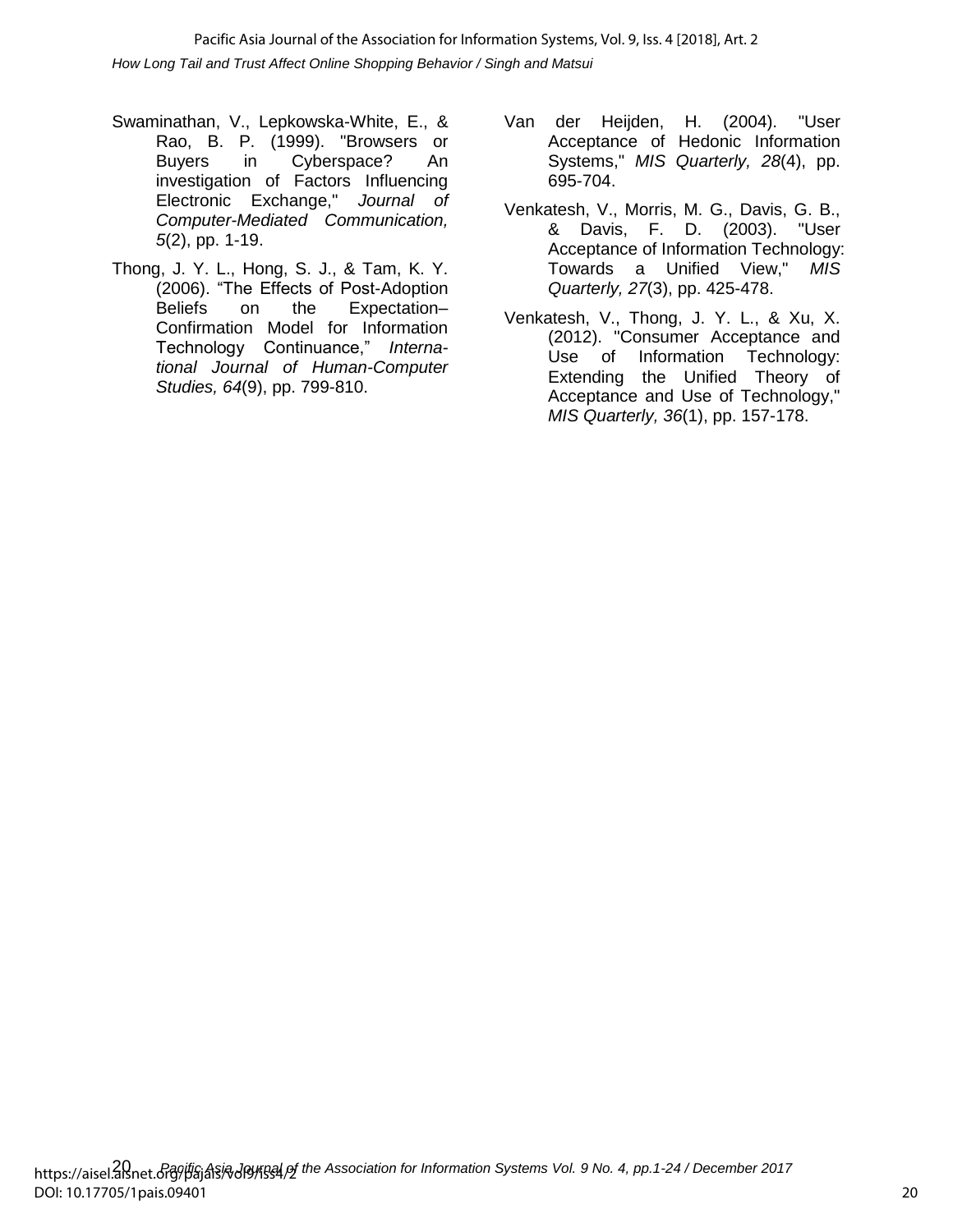Swaminathan, V., Lepkowska-White, E., & Rao, B. P. (1999). "Browsers or Buyers in Cyberspace? An investigation of Factors Influencing Electronic Exchange," *Journal of Computer-Mediated Communication, 5*(2), pp. 1-19.

Thong, J. Y. L., Hong, S. J., & Tam, K. Y. (2006). "The Effects of Post-Adoption Beliefs on the Expectation–Confirmation Model for Information Technology Continuance," *International Journal of Human-Computer Studies, 64*(9), pp. 799-810.

Van der Heijden, H. (2004). "User Acceptance of Hedonic Information Systems," *MIS Quarterly, 28*(4), pp. 695-704.

Venkatesh, V., Morris, M. G., Davis, G. B., & Davis, F. D. (2003). "User Acceptance of Information Technology: Towards a Unified View," *MIS Quarterly, 27*(3), pp. 425-478.

Venkatesh, V., Thong, J. Y. L., & Xu, X. (2012). "Consumer Acceptance and Use of Information Technology: Extending the Unified Theory of Acceptance and Use of Technology," *MIS Quarterly, 36*(1), pp. 157-178.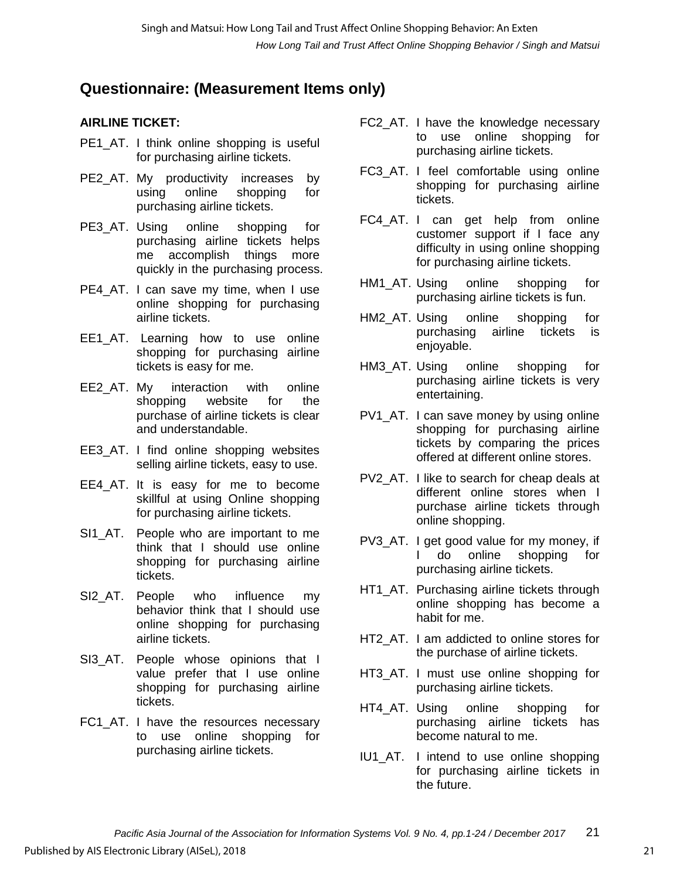## Questionnaire: (Measurement Items only)

**AIRLINE TICKET:**

PE1_AT. I think online shopping is useful for purchasing airline tickets.

PE2_AT. My productivity increases by using online shopping for purchasing airline tickets.

PE3_AT. Using online shopping for purchasing airline tickets helps me accomplish things more quickly in the purchasing process.

PE4_AT. I can save my time, when I use online shopping for purchasing airline tickets.

EE1_AT. Learning how to use online shopping for purchasing airline tickets is easy for me.

EE2_AT. My interaction with online shopping website for the purchase of airline tickets is clear and understandable.

EE3_AT. I find online shopping websites selling airline tickets, easy to use.

EE4_AT. It is easy for me to become skillful at using Online shopping for purchasing airline tickets.

SI1_AT. People who are important to me think that I should use online shopping for purchasing airline tickets.

SI2_AT. People who influence my behavior think that I should use online shopping for purchasing airline tickets.

SI3_AT. People whose opinions that I value prefer that I use online shopping for purchasing airline tickets.

FC1_AT. I have the resources necessary to use online shopping for purchasing airline tickets.

FC2_AT. I have the knowledge necessary to use online shopping for purchasing airline tickets.

FC3_AT. I feel comfortable using online shopping for purchasing airline tickets.

FC4_AT. I can get help from online customer support if I face any difficulty in using online shopping for purchasing airline tickets.

HM1_AT. Using online shopping for purchasing airline tickets is fun.

HM2_AT. Using online shopping for purchasing airline tickets is enjoyable.

HM3_AT. Using online shopping for purchasing airline tickets is very entertaining.

PV1_AT. I can save money by using online shopping for purchasing airline tickets by comparing the prices offered at different online stores.

PV2_AT. I like to search for cheap deals at different online stores when I purchase airline tickets through online shopping.

PV3_AT. I get good value for my money, if I do online shopping for purchasing airline tickets.

HT1_AT. Purchasing airline tickets through online shopping has become a habit for me.

HT2_AT. I am addicted to online stores for the purchase of airline tickets.

HT3_AT. I must use online shopping for purchasing airline tickets.

HT4_AT. Using online shopping for purchasing airline tickets has become natural to me.

IU1_AT. I intend to use online shopping for purchasing airline tickets in the future.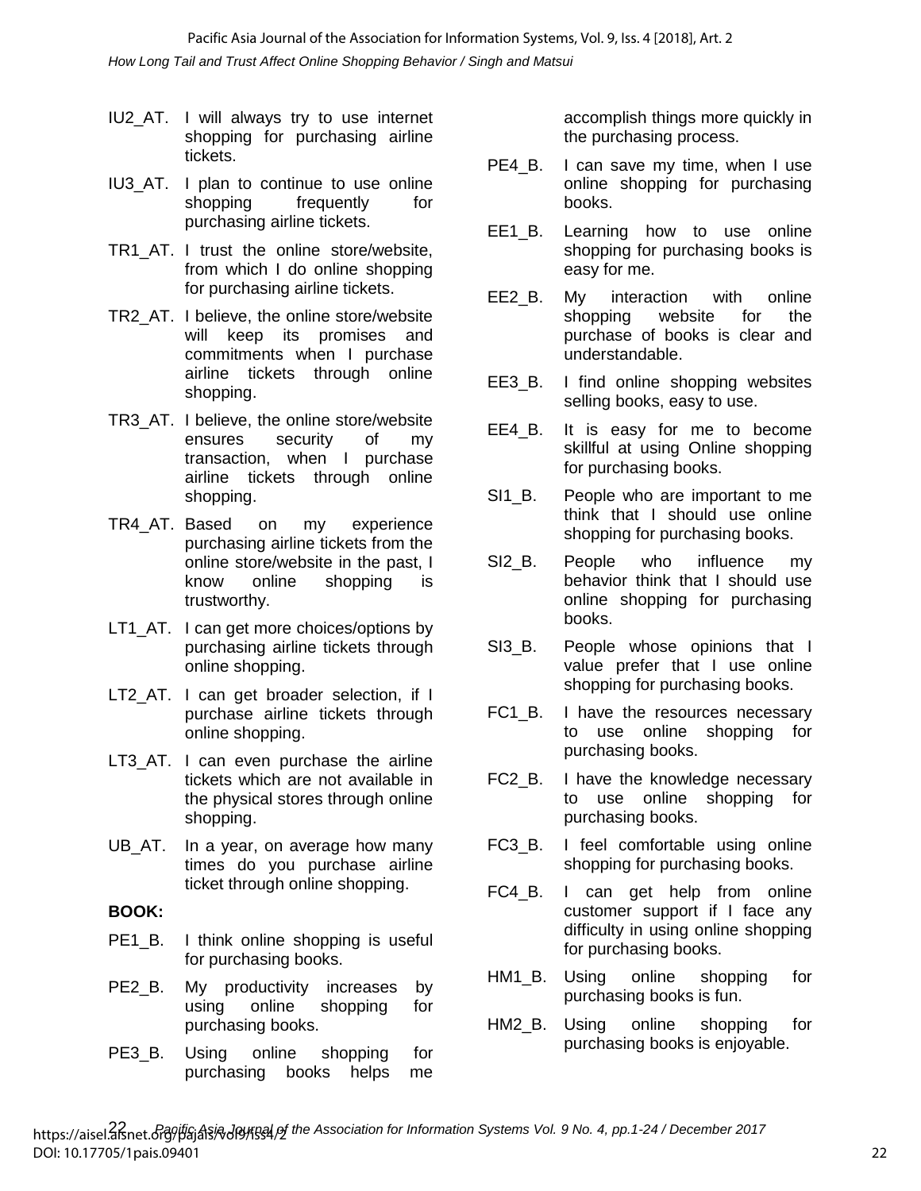IU2_AT. I will always try to use internet shopping for purchasing airline tickets.

IU3_AT. I plan to continue to use online shopping frequently for purchasing airline tickets.

TR1_AT. I trust the online store/website, from which I do online shopping for purchasing airline tickets.

TR2_AT. I believe, the online store/website will keep its promises and commitments when I purchase airline tickets through online shopping.

TR3_AT. I believe, the online store/website ensures security of my transaction, when I purchase airline tickets through online shopping.

TR4_AT. Based on my experience purchasing airline tickets from the online store/website in the past, I know online shopping is trustworthy.

LT1_AT. I can get more choices/options by purchasing airline tickets through online shopping.

LT2_AT. I can get broader selection, if I purchase airline tickets through online shopping.

LT3_AT. I can even purchase the airline tickets which are not available in the physical stores through online shopping.

UB_AT. In a year, on average how many times do you purchase airline ticket through online shopping.

**BOOK:**

PE1_B. I think online shopping is useful for purchasing books.

PE2_B. My productivity increases by using online shopping for purchasing books.

PE3_B. Using online shopping for purchasing books helps me accomplish things more quickly in the purchasing process.

PE4_B. I can save my time, when I use online shopping for purchasing books.

EE1_B. Learning how to use online shopping for purchasing books is easy for me.

EE2_B. My interaction with online shopping website for the purchase of books is clear and understandable.

EE3_B. I find online shopping websites selling books, easy to use.

EE4_B. It is easy for me to become skillful at using Online shopping for purchasing books.

SI1_B. People who are important to me think that I should use online shopping for purchasing books.

SI2_B. People who influence my behavior think that I should use online shopping for purchasing books.

SI3_B. People whose opinions that I value prefer that I use online shopping for purchasing books.

FC1_B. I have the resources necessary to use online shopping for purchasing books.

FC2_B. I have the knowledge necessary to use online shopping for purchasing books.

FC3_B. I feel comfortable using online shopping for purchasing books.

FC4_B. I can get help from online customer support if I face any difficulty in using online shopping for purchasing books.

HM1_B. Using online shopping for purchasing books is fun.

HM2_B. Using online shopping for purchasing books is enjoyable.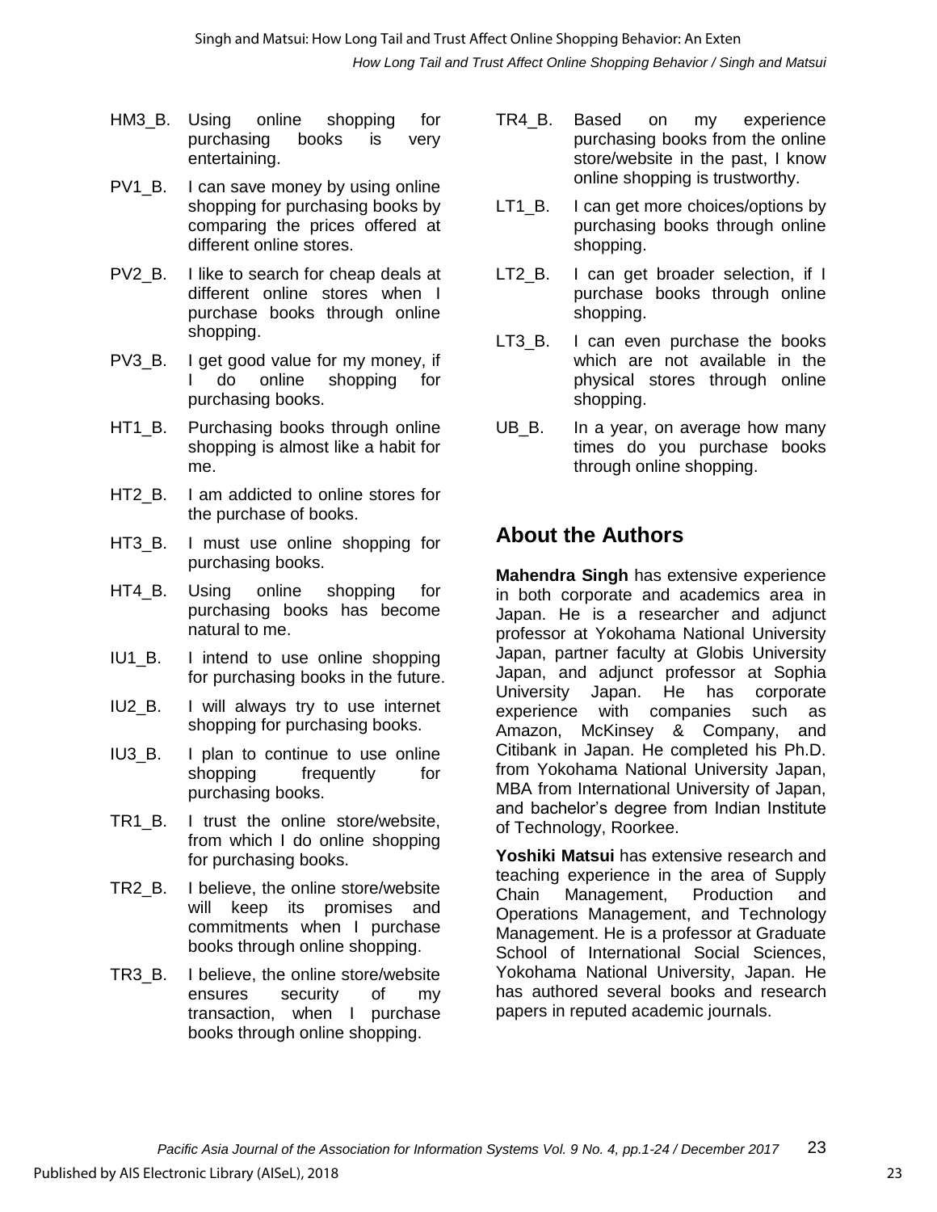HM3_B. Using online shopping for purchasing books is very entertaining.

PV1_B. I can save money by using online shopping for purchasing books by comparing the prices offered at different online stores.

PV2_B. I like to search for cheap deals at different online stores when I purchase books through online shopping.

PV3_B. I get good value for my money, if I do online shopping for purchasing books.

HT1_B. Purchasing books through online shopping is almost like a habit for me.

HT2_B. I am addicted to online stores for the purchase of books.

HT3_B. I must use online shopping for purchasing books.

HT4_B. Using online shopping for purchasing books has become natural to me.

IU1_B. I intend to use online shopping for purchasing books in the future.

IU2_B. I will always try to use internet shopping for purchasing books.

IU3_B. I plan to continue to use online shopping frequently for purchasing books.

TR1_B. I trust the online store/website, from which I do online shopping for purchasing books.

TR2_B. I believe, the online store/website will keep its promises and commitments when I purchase books through online shopping.

TR3_B. I believe, the online store/website ensures security of my transaction, when I purchase books through online shopping.

TR4_B. Based on my experience purchasing books from the online store/website in the past, I know online shopping is trustworthy.

LT1_B. I can get more choices/options by purchasing books through online shopping.

LT2_B. I can get broader selection, if I purchase books through online shopping.

LT3_B. I can even purchase the books which are not available in the physical stores through online shopping.

UB_B. In a year, on average how many times do you purchase books through online shopping.

## About the Authors

**Mahendra Singh** has extensive experience in both corporate and academics area in Japan. He is a researcher and adjunct professor at Yokohama National University Japan, partner faculty at Globis University Japan, and adjunct professor at Sophia University Japan. He has corporate experience with companies such as Amazon, McKinsey & Company, and Citibank in Japan. He completed his Ph.D. from Yokohama National University Japan, MBA from International University of Japan, and bachelor's degree from Indian Institute of Technology, Roorkee.

**Yoshiki Matsui** has extensive research and teaching experience in the area of Supply Chain Management, Production and Operations Management, and Technology Management. He is a professor at Graduate School of International Social Sciences, Yokohama National University, Japan. He has authored several books and research papers in reputed academic journals.